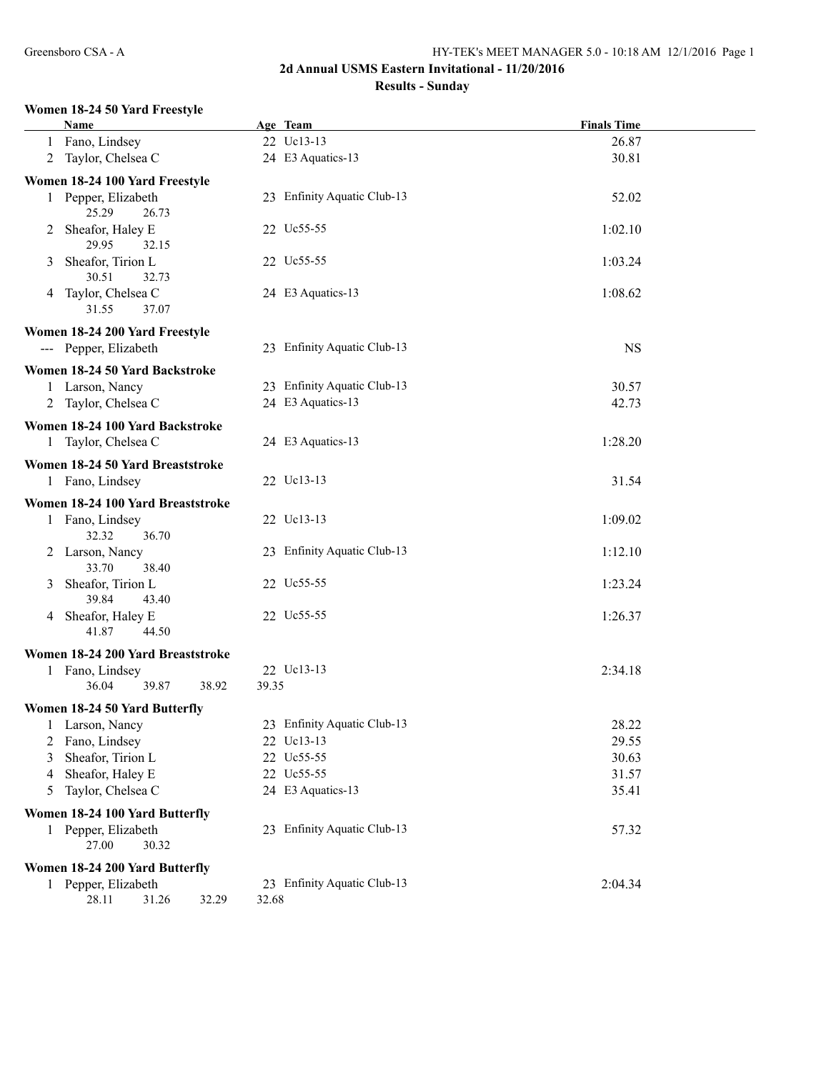## 2d Annual USMS Eastern Invitational - 11/20/2016

### Results - Sunday

**Women 18-24 50 Yard Freestyle**

| | Name | Age | Team | Finals Time |
|---|---|---|---|---|
| 1 | Fano, Lindsey | 22 | Uc13-13 | 26.87 |
| 2 | Taylor, Chelsea C | 24 | E3 Aquatics-13 | 30.81 |

**Women 18-24 100 Yard Freestyle**

| | Name | Age | Team | Finals Time |
|---|---|---|---|---|
| 1 | Pepper, Elizabeth | 23 | Enfinity Aquatic Club-13 | 52.02 |
| | 25.29 26.73 | | | |
| 2 | Sheafor, Haley E | 22 | Uc55-55 | 1:02.10 |
| | 29.95 32.15 | | | |
| 3 | Sheafor, Tirion L | 22 | Uc55-55 | 1:03.24 |
| | 30.51 32.73 | | | |
| 4 | Taylor, Chelsea C | 24 | E3 Aquatics-13 | 1:08.62 |
| | 31.55 37.07 | | | |

**Women 18-24 200 Yard Freestyle**

| | Name | Age | Team | Finals Time |
|---|---|---|---|---|
| --- | Pepper, Elizabeth | 23 | Enfinity Aquatic Club-13 | NS |

**Women 18-24 50 Yard Backstroke**

| | Name | Age | Team | Finals Time |
|---|---|---|---|---|
| 1 | Larson, Nancy | 23 | Enfinity Aquatic Club-13 | 30.57 |
| 2 | Taylor, Chelsea C | 24 | E3 Aquatics-13 | 42.73 |

**Women 18-24 100 Yard Backstroke**

| | Name | Age | Team | Finals Time |
|---|---|---|---|---|
| 1 | Taylor, Chelsea C | 24 | E3 Aquatics-13 | 1:28.20 |

**Women 18-24 50 Yard Breaststroke**

| | Name | Age | Team | Finals Time |
|---|---|---|---|---|
| 1 | Fano, Lindsey | 22 | Uc13-13 | 31.54 |

**Women 18-24 100 Yard Breaststroke**

| | Name | Age | Team | Finals Time |
|---|---|---|---|---|
| 1 | Fano, Lindsey | 22 | Uc13-13 | 1:09.02 |
| | 32.32 36.70 | | | |
| 2 | Larson, Nancy | 23 | Enfinity Aquatic Club-13 | 1:12.10 |
| | 33.70 38.40 | | | |
| 3 | Sheafor, Tirion L | 22 | Uc55-55 | 1:23.24 |
| | 39.84 43.40 | | | |
| 4 | Sheafor, Haley E | 22 | Uc55-55 | 1:26.37 |
| | 41.87 44.50 | | | |

**Women 18-24 200 Yard Breaststroke**

| | Name | Age | Team | Finals Time |
|---|---|---|---|---|
| 1 | Fano, Lindsey | 22 | Uc13-13 | 2:34.18 |
| | 36.04 39.87 38.92 39.35 | | | |

**Women 18-24 50 Yard Butterfly**

| | Name | Age | Team | Finals Time |
|---|---|---|---|---|
| 1 | Larson, Nancy | 23 | Enfinity Aquatic Club-13 | 28.22 |
| 2 | Fano, Lindsey | 22 | Uc13-13 | 29.55 |
| 3 | Sheafor, Tirion L | 22 | Uc55-55 | 30.63 |
| 4 | Sheafor, Haley E | 22 | Uc55-55 | 31.57 |
| 5 | Taylor, Chelsea C | 24 | E3 Aquatics-13 | 35.41 |

**Women 18-24 100 Yard Butterfly**

| | Name | Age | Team | Finals Time |
|---|---|---|---|---|
| 1 | Pepper, Elizabeth | 23 | Enfinity Aquatic Club-13 | 57.32 |
| | 27.00 30.32 | | | |

**Women 18-24 200 Yard Butterfly**

| | Name | Age | Team | Finals Time |
|---|---|---|---|---|
| 1 | Pepper, Elizabeth | 23 | Enfinity Aquatic Club-13 | 2:04.34 |
| | 28.11 31.26 32.29 32.68 | | | |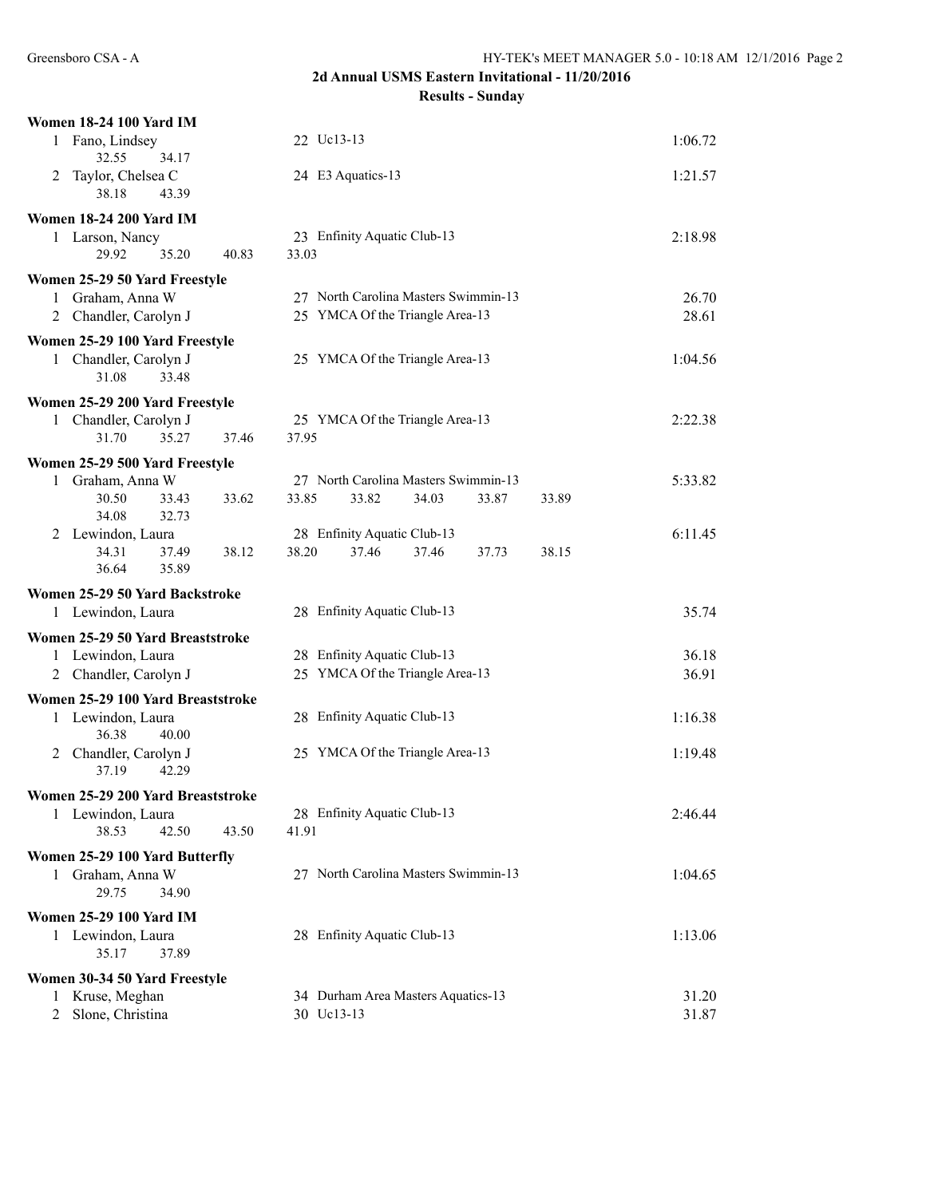## 2d Annual USMS Eastern Invitational - 11/20/2016

### Results - Sunday

**Women 18-24 100 Yard IM**

1 Fano, Lindsey — 22 Uc13-13 — 1:06.72
 32.55 34.17

2 Taylor, Chelsea C — 24 E3 Aquatics-13 — 1:21.57
 38.18 43.39

**Women 18-24 200 Yard IM**

1 Larson, Nancy — 23 Enfinity Aquatic Club-13 — 2:18.98
 29.92 35.20 40.83 33.03

**Women 25-29 50 Yard Freestyle**

1 Graham, Anna W — 27 North Carolina Masters Swimmin-13 — 26.70

2 Chandler, Carolyn J — 25 YMCA Of the Triangle Area-13 — 28.61

**Women 25-29 100 Yard Freestyle**

1 Chandler, Carolyn J — 25 YMCA Of the Triangle Area-13 — 1:04.56
 31.08 33.48

**Women 25-29 200 Yard Freestyle**

1 Chandler, Carolyn J — 25 YMCA Of the Triangle Area-13 — 2:22.38
 31.70 35.27 37.46 37.95

**Women 25-29 500 Yard Freestyle**

1 Graham, Anna W — 27 North Carolina Masters Swimmin-13 — 5:33.82
 30.50 33.43 33.62 33.85 33.82 34.03 33.87 33.89
 34.08 32.73

2 Lewindon, Laura — 28 Enfinity Aquatic Club-13 — 6:11.45
 34.31 37.49 38.12 38.20 37.46 37.46 37.73 38.15
 36.64 35.89

**Women 25-29 50 Yard Backstroke**

1 Lewindon, Laura — 28 Enfinity Aquatic Club-13 — 35.74

**Women 25-29 50 Yard Breaststroke**

1 Lewindon, Laura — 28 Enfinity Aquatic Club-13 — 36.18

2 Chandler, Carolyn J — 25 YMCA Of the Triangle Area-13 — 36.91

**Women 25-29 100 Yard Breaststroke**

1 Lewindon, Laura — 28 Enfinity Aquatic Club-13 — 1:16.38
 36.38 40.00

2 Chandler, Carolyn J — 25 YMCA Of the Triangle Area-13 — 1:19.48
 37.19 42.29

**Women 25-29 200 Yard Breaststroke**

1 Lewindon, Laura — 28 Enfinity Aquatic Club-13 — 2:46.44
 38.53 42.50 43.50 41.91

**Women 25-29 100 Yard Butterfly**

1 Graham, Anna W — 27 North Carolina Masters Swimmin-13 — 1:04.65
 29.75 34.90

**Women 25-29 100 Yard IM**

1 Lewindon, Laura — 28 Enfinity Aquatic Club-13 — 1:13.06
 35.17 37.89

**Women 30-34 50 Yard Freestyle**

1 Kruse, Meghan — 34 Durham Area Masters Aquatics-13 — 31.20

2 Slone, Christina — 30 Uc13-13 — 31.87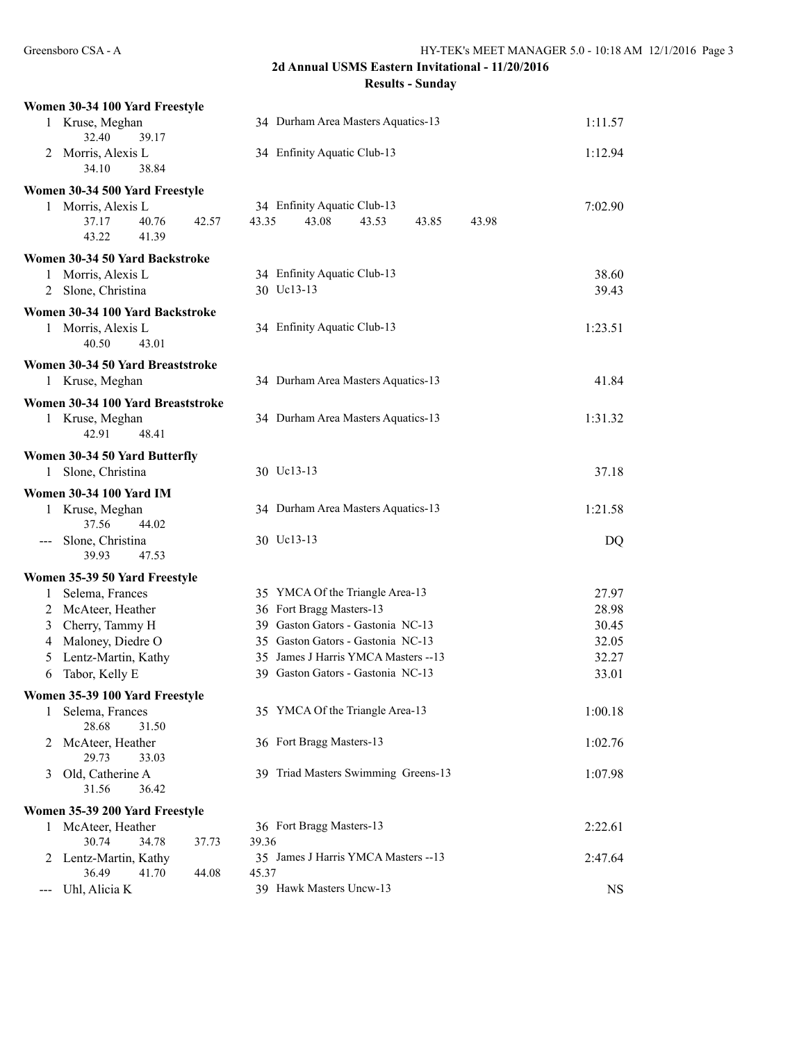## 2d Annual USMS Eastern Invitational - 11/20/2016

### Results - Sunday

**Women 30-34 100 Yard Freestyle**

| Place | Name | Age | Team | Time |
|---|---|---|---|---|
| 1 | Kruse, Meghan | 34 | Durham Area Masters Aquatics-13 | 1:11.57 |
| | 32.40 39.17 | | | |
| 2 | Morris, Alexis L | 34 | Enfinity Aquatic Club-13 | 1:12.94 |
| | 34.10 38.84 | | | |

**Women 30-34 500 Yard Freestyle**

| Place | Name | Age | Team | Time |
|---|---|---|---|---|
| 1 | Morris, Alexis L | 34 | Enfinity Aquatic Club-13 | 7:02.90 |
| | 37.17 40.76 42.57 43.35 43.08 43.53 43.85 43.98 | | | |
| | 43.22 41.39 | | | |

**Women 30-34 50 Yard Backstroke**

| Place | Name | Age | Team | Time |
|---|---|---|---|---|
| 1 | Morris, Alexis L | 34 | Enfinity Aquatic Club-13 | 38.60 |
| 2 | Slone, Christina | 30 | Uc13-13 | 39.43 |

**Women 30-34 100 Yard Backstroke**

| Place | Name | Age | Team | Time |
|---|---|---|---|---|
| 1 | Morris, Alexis L | 34 | Enfinity Aquatic Club-13 | 1:23.51 |
| | 40.50 43.01 | | | |

**Women 30-34 50 Yard Breaststroke**

| Place | Name | Age | Team | Time |
|---|---|---|---|---|
| 1 | Kruse, Meghan | 34 | Durham Area Masters Aquatics-13 | 41.84 |

**Women 30-34 100 Yard Breaststroke**

| Place | Name | Age | Team | Time |
|---|---|---|---|---|
| 1 | Kruse, Meghan | 34 | Durham Area Masters Aquatics-13 | 1:31.32 |
| | 42.91 48.41 | | | |

**Women 30-34 50 Yard Butterfly**

| Place | Name | Age | Team | Time |
|---|---|---|---|---|
| 1 | Slone, Christina | 30 | Uc13-13 | 37.18 |

**Women 30-34 100 Yard IM**

| Place | Name | Age | Team | Time |
|---|---|---|---|---|
| 1 | Kruse, Meghan | 34 | Durham Area Masters Aquatics-13 | 1:21.58 |
| | 37.56 44.02 | | | |
| --- | Slone, Christina | 30 | Uc13-13 | DQ |
| | 39.93 47.53 | | | |

**Women 35-39 50 Yard Freestyle**

| Place | Name | Age | Team | Time |
|---|---|---|---|---|
| 1 | Selema, Frances | 35 | YMCA Of the Triangle Area-13 | 27.97 |
| 2 | McAteer, Heather | 36 | Fort Bragg Masters-13 | 28.98 |
| 3 | Cherry, Tammy H | 39 | Gaston Gators - Gastonia NC-13 | 30.45 |
| 4 | Maloney, Diedre O | 35 | Gaston Gators - Gastonia NC-13 | 32.05 |
| 5 | Lentz-Martin, Kathy | 35 | James J Harris YMCA Masters --13 | 32.27 |
| 6 | Tabor, Kelly E | 39 | Gaston Gators - Gastonia NC-13 | 33.01 |

**Women 35-39 100 Yard Freestyle**

| Place | Name | Age | Team | Time |
|---|---|---|---|---|
| 1 | Selema, Frances | 35 | YMCA Of the Triangle Area-13 | 1:00.18 |
| | 28.68 31.50 | | | |
| 2 | McAteer, Heather | 36 | Fort Bragg Masters-13 | 1:02.76 |
| | 29.73 33.03 | | | |
| 3 | Old, Catherine A | 39 | Triad Masters Swimming Greens-13 | 1:07.98 |
| | 31.56 36.42 | | | |

**Women 35-39 200 Yard Freestyle**

| Place | Name | Age | Team | Time |
|---|---|---|---|---|
| 1 | McAteer, Heather | 36 | Fort Bragg Masters-13 | 2:22.61 |
| | 30.74 34.78 37.73 39.36 | | | |
| 2 | Lentz-Martin, Kathy | 35 | James J Harris YMCA Masters --13 | 2:47.64 |
| | 36.49 41.70 44.08 45.37 | | | |
| --- | Uhl, Alicia K | 39 | Hawk Masters Uncw-13 | NS |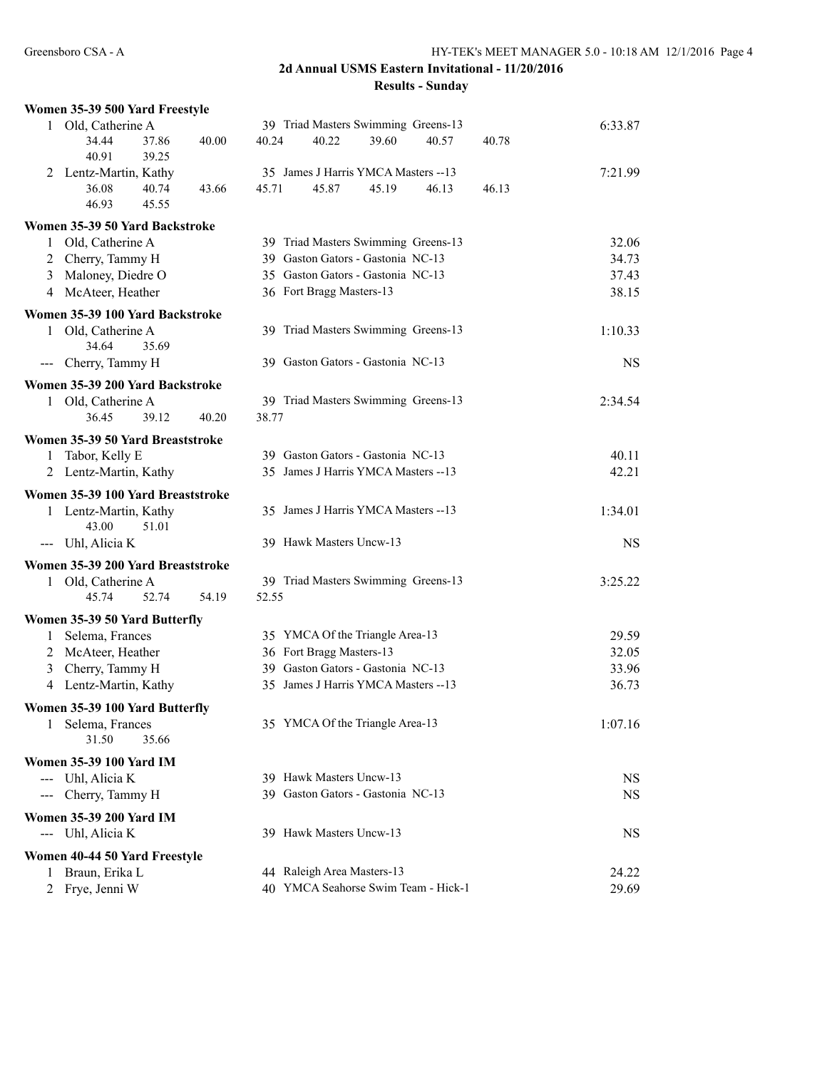# 2d Annual USMS Eastern Invitational - 11/20/2016

## Results - Sunday

### Women 35-39 500 Yard Freestyle

| Place | Name | Age | Team | Time |
|---|---|---|---|---|
| 1 | Old, Catherine A | 39 | Triad Masters Swimming Greens-13 | 6:33.87 |
| | 34.44 37.86 40.00 40.24 40.22 39.60 40.57 40.78 40.91 39.25 | | | |
| 2 | Lentz-Martin, Kathy | 35 | James J Harris YMCA Masters --13 | 7:21.99 |
| | 36.08 40.74 43.66 45.71 45.87 45.19 46.13 46.13 46.93 45.55 | | | |

### Women 35-39 50 Yard Backstroke

| Place | Name | Age | Team | Time |
|---|---|---|---|---|
| 1 | Old, Catherine A | 39 | Triad Masters Swimming Greens-13 | 32.06 |
| 2 | Cherry, Tammy H | 39 | Gaston Gators - Gastonia NC-13 | 34.73 |
| 3 | Maloney, Diedre O | 35 | Gaston Gators - Gastonia NC-13 | 37.43 |
| 4 | McAteer, Heather | 36 | Fort Bragg Masters-13 | 38.15 |

### Women 35-39 100 Yard Backstroke

| Place | Name | Age | Team | Time |
|---|---|---|---|---|
| 1 | Old, Catherine A | 39 | Triad Masters Swimming Greens-13 | 1:10.33 |
| | 34.64 35.69 | | | |
| --- | Cherry, Tammy H | 39 | Gaston Gators - Gastonia NC-13 | NS |

### Women 35-39 200 Yard Backstroke

| Place | Name | Age | Team | Time |
|---|---|---|---|---|
| 1 | Old, Catherine A | 39 | Triad Masters Swimming Greens-13 | 2:34.54 |
| | 36.45 39.12 40.20 38.77 | | | |

### Women 35-39 50 Yard Breaststroke

| Place | Name | Age | Team | Time |
|---|---|---|---|---|
| 1 | Tabor, Kelly E | 39 | Gaston Gators - Gastonia NC-13 | 40.11 |
| 2 | Lentz-Martin, Kathy | 35 | James J Harris YMCA Masters --13 | 42.21 |

### Women 35-39 100 Yard Breaststroke

| Place | Name | Age | Team | Time |
|---|---|---|---|---|
| 1 | Lentz-Martin, Kathy | 35 | James J Harris YMCA Masters --13 | 1:34.01 |
| | 43.00 51.01 | | | |
| --- | Uhl, Alicia K | 39 | Hawk Masters Uncw-13 | NS |

### Women 35-39 200 Yard Breaststroke

| Place | Name | Age | Team | Time |
|---|---|---|---|---|
| 1 | Old, Catherine A | 39 | Triad Masters Swimming Greens-13 | 3:25.22 |
| | 45.74 52.74 54.19 52.55 | | | |

### Women 35-39 50 Yard Butterfly

| Place | Name | Age | Team | Time |
|---|---|---|---|---|
| 1 | Selema, Frances | 35 | YMCA Of the Triangle Area-13 | 29.59 |
| 2 | McAteer, Heather | 36 | Fort Bragg Masters-13 | 32.05 |
| 3 | Cherry, Tammy H | 39 | Gaston Gators - Gastonia NC-13 | 33.96 |
| 4 | Lentz-Martin, Kathy | 35 | James J Harris YMCA Masters --13 | 36.73 |

### Women 35-39 100 Yard Butterfly

| Place | Name | Age | Team | Time |
|---|---|---|---|---|
| 1 | Selema, Frances | 35 | YMCA Of the Triangle Area-13 | 1:07.16 |
| | 31.50 35.66 | | | |

### Women 35-39 100 Yard IM

| Place | Name | Age | Team | Time |
|---|---|---|---|---|
| --- | Uhl, Alicia K | 39 | Hawk Masters Uncw-13 | NS |
| --- | Cherry, Tammy H | 39 | Gaston Gators - Gastonia NC-13 | NS |

### Women 35-39 200 Yard IM

| Place | Name | Age | Team | Time |
|---|---|---|---|---|
| --- | Uhl, Alicia K | 39 | Hawk Masters Uncw-13 | NS |

### Women 40-44 50 Yard Freestyle

| Place | Name | Age | Team | Time |
|---|---|---|---|---|
| 1 | Braun, Erika L | 44 | Raleigh Area Masters-13 | 24.22 |
| 2 | Frye, Jenni W | 40 | YMCA Seahorse Swim Team - Hick-1 | 29.69 |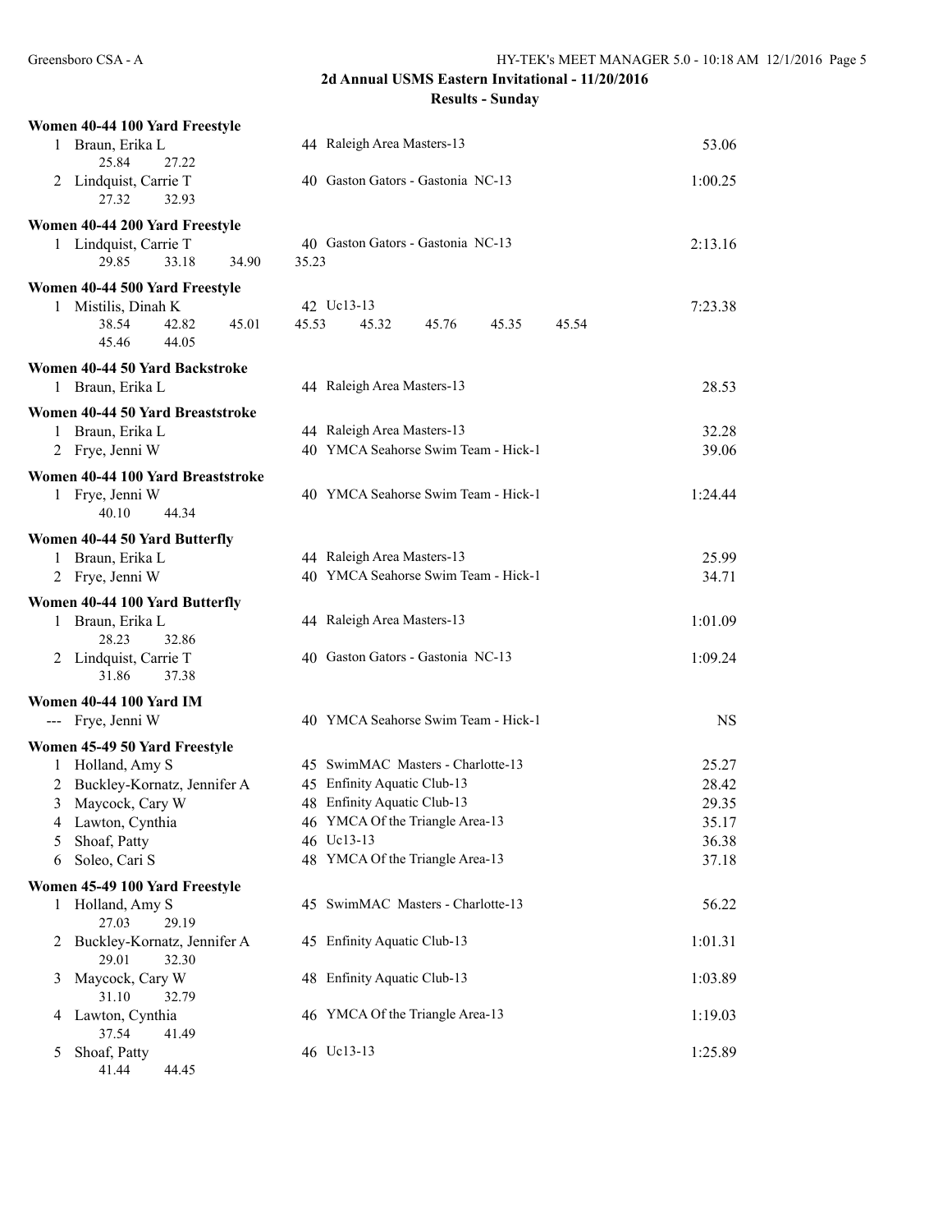## 2d Annual USMS Eastern Invitational - 11/20/2016

### Results - Sunday

**Women 40-44 100 Yard Freestyle**

| Place | Name | Age | Team | Time |
|---|---|---|---|---|
| 1 | Braun, Erika L | 44 | Raleigh Area Masters-13 | 53.06 |
| | 25.84 27.22 | | | |
| 2 | Lindquist, Carrie T | 40 | Gaston Gators - Gastonia NC-13 | 1:00.25 |
| | 27.32 32.93 | | | |

**Women 40-44 200 Yard Freestyle**

| Place | Name | Age | Team | Time |
|---|---|---|---|---|
| 1 | Lindquist, Carrie T | 40 | Gaston Gators - Gastonia NC-13 | 2:13.16 |
| | 29.85 33.18 34.90 35.23 | | | |

**Women 40-44 500 Yard Freestyle**

| Place | Name | Age | Team | Time |
|---|---|---|---|---|
| 1 | Mistilis, Dinah K | 42 | Uc13-13 | 7:23.38 |
| | 38.54 42.82 45.01 45.53 45.32 45.76 45.35 45.54 | | | |
| | 45.46 44.05 | | | |

**Women 40-44 50 Yard Backstroke**

| Place | Name | Age | Team | Time |
|---|---|---|---|---|
| 1 | Braun, Erika L | 44 | Raleigh Area Masters-13 | 28.53 |

**Women 40-44 50 Yard Breaststroke**

| Place | Name | Age | Team | Time |
|---|---|---|---|---|
| 1 | Braun, Erika L | 44 | Raleigh Area Masters-13 | 32.28 |
| 2 | Frye, Jenni W | 40 | YMCA Seahorse Swim Team - Hick-1 | 39.06 |

**Women 40-44 100 Yard Breaststroke**

| Place | Name | Age | Team | Time |
|---|---|---|---|---|
| 1 | Frye, Jenni W | 40 | YMCA Seahorse Swim Team - Hick-1 | 1:24.44 |
| | 40.10 44.34 | | | |

**Women 40-44 50 Yard Butterfly**

| Place | Name | Age | Team | Time |
|---|---|---|---|---|
| 1 | Braun, Erika L | 44 | Raleigh Area Masters-13 | 25.99 |
| 2 | Frye, Jenni W | 40 | YMCA Seahorse Swim Team - Hick-1 | 34.71 |

**Women 40-44 100 Yard Butterfly**

| Place | Name | Age | Team | Time |
|---|---|---|---|---|
| 1 | Braun, Erika L | 44 | Raleigh Area Masters-13 | 1:01.09 |
| | 28.23 32.86 | | | |
| 2 | Lindquist, Carrie T | 40 | Gaston Gators - Gastonia NC-13 | 1:09.24 |
| | 31.86 37.38 | | | |

**Women 40-44 100 Yard IM**

| Place | Name | Age | Team | Time |
|---|---|---|---|---|
| --- | Frye, Jenni W | 40 | YMCA Seahorse Swim Team - Hick-1 | NS |

**Women 45-49 50 Yard Freestyle**

| Place | Name | Age | Team | Time |
|---|---|---|---|---|
| 1 | Holland, Amy S | 45 | SwimMAC Masters - Charlotte-13 | 25.27 |
| 2 | Buckley-Kornatz, Jennifer A | 45 | Enfinity Aquatic Club-13 | 28.42 |
| 3 | Maycock, Cary W | 48 | Enfinity Aquatic Club-13 | 29.35 |
| 4 | Lawton, Cynthia | 46 | YMCA Of the Triangle Area-13 | 35.17 |
| 5 | Shoaf, Patty | 46 | Uc13-13 | 36.38 |
| 6 | Soleo, Cari S | 48 | YMCA Of the Triangle Area-13 | 37.18 |

**Women 45-49 100 Yard Freestyle**

| Place | Name | Age | Team | Time |
|---|---|---|---|---|
| 1 | Holland, Amy S | 45 | SwimMAC Masters - Charlotte-13 | 56.22 |
| | 27.03 29.19 | | | |
| 2 | Buckley-Kornatz, Jennifer A | 45 | Enfinity Aquatic Club-13 | 1:01.31 |
| | 29.01 32.30 | | | |
| 3 | Maycock, Cary W | 48 | Enfinity Aquatic Club-13 | 1:03.89 |
| | 31.10 32.79 | | | |
| 4 | Lawton, Cynthia | 46 | YMCA Of the Triangle Area-13 | 1:19.03 |
| | 37.54 41.49 | | | |
| 5 | Shoaf, Patty | 46 | Uc13-13 | 1:25.89 |
| | 41.44 44.45 | | | |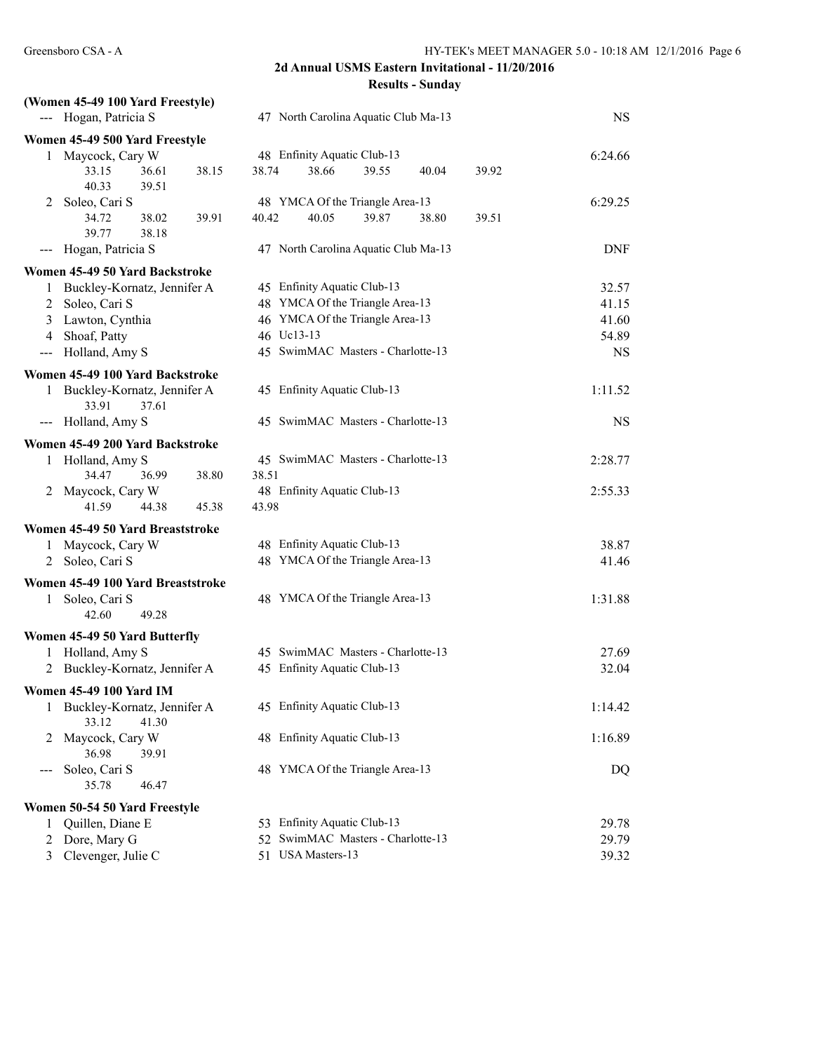## 2d Annual USMS Eastern Invitational - 11/20/2016

### Results - Sunday

**(Women 45-49 100 Yard Freestyle)**

| Place | Name | Age | Team | Time |
|---|---|---|---|---|
| --- | Hogan, Patricia S | 47 | North Carolina Aquatic Club Ma-13 | NS |

**Women 45-49 500 Yard Freestyle**

| Place | Name | Age | Team | Time |
|---|---|---|---|---|
| 1 | Maycock, Cary W | 48 | Enfinity Aquatic Club-13 | 6:24.66 |
| | 33.15 36.61 38.15 38.74 38.66 39.55 40.04 39.92 40.33 39.51 | | | |
| 2 | Soleo, Cari S | 48 | YMCA Of the Triangle Area-13 | 6:29.25 |
| | 34.72 38.02 39.91 40.42 40.05 39.87 38.80 39.51 39.77 38.18 | | | |
| --- | Hogan, Patricia S | 47 | North Carolina Aquatic Club Ma-13 | DNF |

**Women 45-49 50 Yard Backstroke**

| Place | Name | Age | Team | Time |
|---|---|---|---|---|
| 1 | Buckley-Kornatz, Jennifer A | 45 | Enfinity Aquatic Club-13 | 32.57 |
| 2 | Soleo, Cari S | 48 | YMCA Of the Triangle Area-13 | 41.15 |
| 3 | Lawton, Cynthia | 46 | YMCA Of the Triangle Area-13 | 41.60 |
| 4 | Shoaf, Patty | 46 | Uc13-13 | 54.89 |
| --- | Holland, Amy S | 45 | SwimMAC Masters - Charlotte-13 | NS |

**Women 45-49 100 Yard Backstroke**

| Place | Name | Age | Team | Time |
|---|---|---|---|---|
| 1 | Buckley-Kornatz, Jennifer A | 45 | Enfinity Aquatic Club-13 | 1:11.52 |
| | 33.91 37.61 | | | |
| --- | Holland, Amy S | 45 | SwimMAC Masters - Charlotte-13 | NS |

**Women 45-49 200 Yard Backstroke**

| Place | Name | Age | Team | Time |
|---|---|---|---|---|
| 1 | Holland, Amy S | 45 | SwimMAC Masters - Charlotte-13 | 2:28.77 |
| | 34.47 36.99 38.80 38.51 | | | |
| 2 | Maycock, Cary W | 48 | Enfinity Aquatic Club-13 | 2:55.33 |
| | 41.59 44.38 45.38 43.98 | | | |

**Women 45-49 50 Yard Breaststroke**

| Place | Name | Age | Team | Time |
|---|---|---|---|---|
| 1 | Maycock, Cary W | 48 | Enfinity Aquatic Club-13 | 38.87 |
| 2 | Soleo, Cari S | 48 | YMCA Of the Triangle Area-13 | 41.46 |

**Women 45-49 100 Yard Breaststroke**

| Place | Name | Age | Team | Time |
|---|---|---|---|---|
| 1 | Soleo, Cari S | 48 | YMCA Of the Triangle Area-13 | 1:31.88 |
| | 42.60 49.28 | | | |

**Women 45-49 50 Yard Butterfly**

| Place | Name | Age | Team | Time |
|---|---|---|---|---|
| 1 | Holland, Amy S | 45 | SwimMAC Masters - Charlotte-13 | 27.69 |
| 2 | Buckley-Kornatz, Jennifer A | 45 | Enfinity Aquatic Club-13 | 32.04 |

**Women 45-49 100 Yard IM**

| Place | Name | Age | Team | Time |
|---|---|---|---|---|
| 1 | Buckley-Kornatz, Jennifer A | 45 | Enfinity Aquatic Club-13 | 1:14.42 |
| | 33.12 41.30 | | | |
| 2 | Maycock, Cary W | 48 | Enfinity Aquatic Club-13 | 1:16.89 |
| | 36.98 39.91 | | | |
| --- | Soleo, Cari S | 48 | YMCA Of the Triangle Area-13 | DQ |
| | 35.78 46.47 | | | |

**Women 50-54 50 Yard Freestyle**

| Place | Name | Age | Team | Time |
|---|---|---|---|---|
| 1 | Quillen, Diane E | 53 | Enfinity Aquatic Club-13 | 29.78 |
| 2 | Dore, Mary G | 52 | SwimMAC Masters - Charlotte-13 | 29.79 |
| 3 | Clevenger, Julie C | 51 | USA Masters-13 | 39.32 |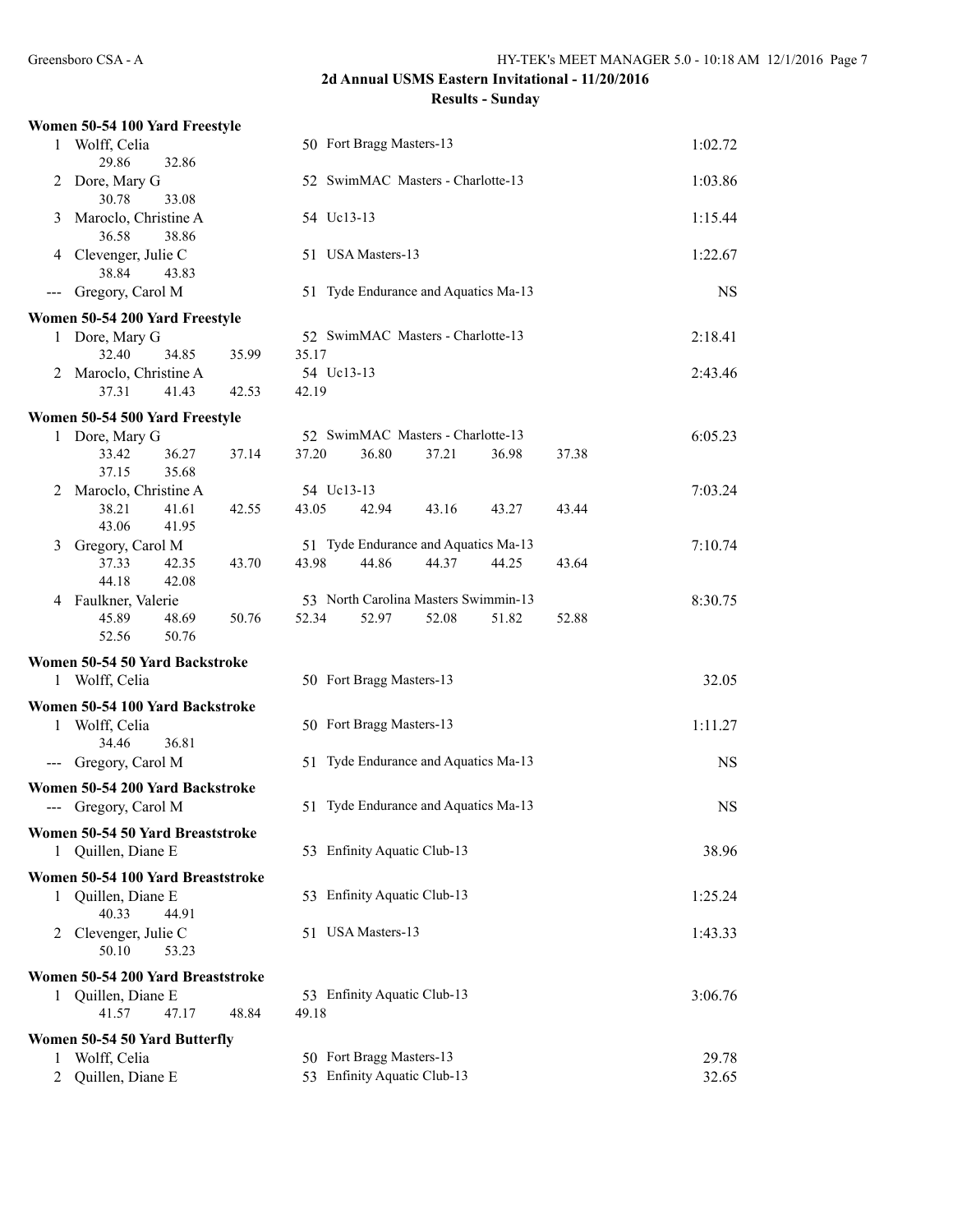## 2d Annual USMS Eastern Invitational - 11/20/2016

### Results - Sunday

#### Women 50-54 100 Yard Freestyle

| Place | Name | Age | Team | Time |
|---|---|---|---|---|
| 1 | Wolff, Celia | 50 | Fort Bragg Masters-13 | 1:02.72 |
| | 29.86 32.86 | | | |
| 2 | Dore, Mary G | 52 | SwimMAC Masters - Charlotte-13 | 1:03.86 |
| | 30.78 33.08 | | | |
| 3 | Maroclo, Christine A | 54 | Uc13-13 | 1:15.44 |
| | 36.58 38.86 | | | |
| 4 | Clevenger, Julie C | 51 | USA Masters-13 | 1:22.67 |
| | 38.84 43.83 | | | |
| --- | Gregory, Carol M | 51 | Tyde Endurance and Aquatics Ma-13 | NS |

#### Women 50-54 200 Yard Freestyle

| Place | Name | Age | Team | Time |
|---|---|---|---|---|
| 1 | Dore, Mary G | 52 | SwimMAC Masters - Charlotte-13 | 2:18.41 |
| | 32.40 34.85 35.99 35.17 | | | |
| 2 | Maroclo, Christine A | 54 | Uc13-13 | 2:43.46 |
| | 37.31 41.43 42.53 42.19 | | | |

#### Women 50-54 500 Yard Freestyle

| Place | Name | Age | Team | Time |
|---|---|---|---|---|
| 1 | Dore, Mary G | 52 | SwimMAC Masters - Charlotte-13 | 6:05.23 |
| | 33.42 36.27 37.14 37.20 36.80 37.21 36.98 37.38 37.15 35.68 | | | |
| 2 | Maroclo, Christine A | 54 | Uc13-13 | 7:03.24 |
| | 38.21 41.61 42.55 43.05 42.94 43.16 43.27 43.44 43.06 41.95 | | | |
| 3 | Gregory, Carol M | 51 | Tyde Endurance and Aquatics Ma-13 | 7:10.74 |
| | 37.33 42.35 43.70 43.98 44.86 44.37 44.25 43.64 44.18 42.08 | | | |
| 4 | Faulkner, Valerie | 53 | North Carolina Masters Swimmin-13 | 8:30.75 |
| | 45.89 48.69 50.76 52.34 52.97 52.08 51.82 52.88 52.56 50.76 | | | |

#### Women 50-54 50 Yard Backstroke

| Place | Name | Age | Team | Time |
|---|---|---|---|---|
| 1 | Wolff, Celia | 50 | Fort Bragg Masters-13 | 32.05 |

#### Women 50-54 100 Yard Backstroke

| Place | Name | Age | Team | Time |
|---|---|---|---|---|
| 1 | Wolff, Celia | 50 | Fort Bragg Masters-13 | 1:11.27 |
| | 34.46 36.81 | | | |
| --- | Gregory, Carol M | 51 | Tyde Endurance and Aquatics Ma-13 | NS |

#### Women 50-54 200 Yard Backstroke

| Place | Name | Age | Team | Time |
|---|---|---|---|---|
| --- | Gregory, Carol M | 51 | Tyde Endurance and Aquatics Ma-13 | NS |

#### Women 50-54 50 Yard Breaststroke

| Place | Name | Age | Team | Time |
|---|---|---|---|---|
| 1 | Quillen, Diane E | 53 | Enfinity Aquatic Club-13 | 38.96 |

#### Women 50-54 100 Yard Breaststroke

| Place | Name | Age | Team | Time |
|---|---|---|---|---|
| 1 | Quillen, Diane E | 53 | Enfinity Aquatic Club-13 | 1:25.24 |
| | 40.33 44.91 | | | |
| 2 | Clevenger, Julie C | 51 | USA Masters-13 | 1:43.33 |
| | 50.10 53.23 | | | |

#### Women 50-54 200 Yard Breaststroke

| Place | Name | Age | Team | Time |
|---|---|---|---|---|
| 1 | Quillen, Diane E | 53 | Enfinity Aquatic Club-13 | 3:06.76 |
| | 41.57 47.17 48.84 49.18 | | | |

#### Women 50-54 50 Yard Butterfly

| Place | Name | Age | Team | Time |
|---|---|---|---|---|
| 1 | Wolff, Celia | 50 | Fort Bragg Masters-13 | 29.78 |
| 2 | Quillen, Diane E | 53 | Enfinity Aquatic Club-13 | 32.65 |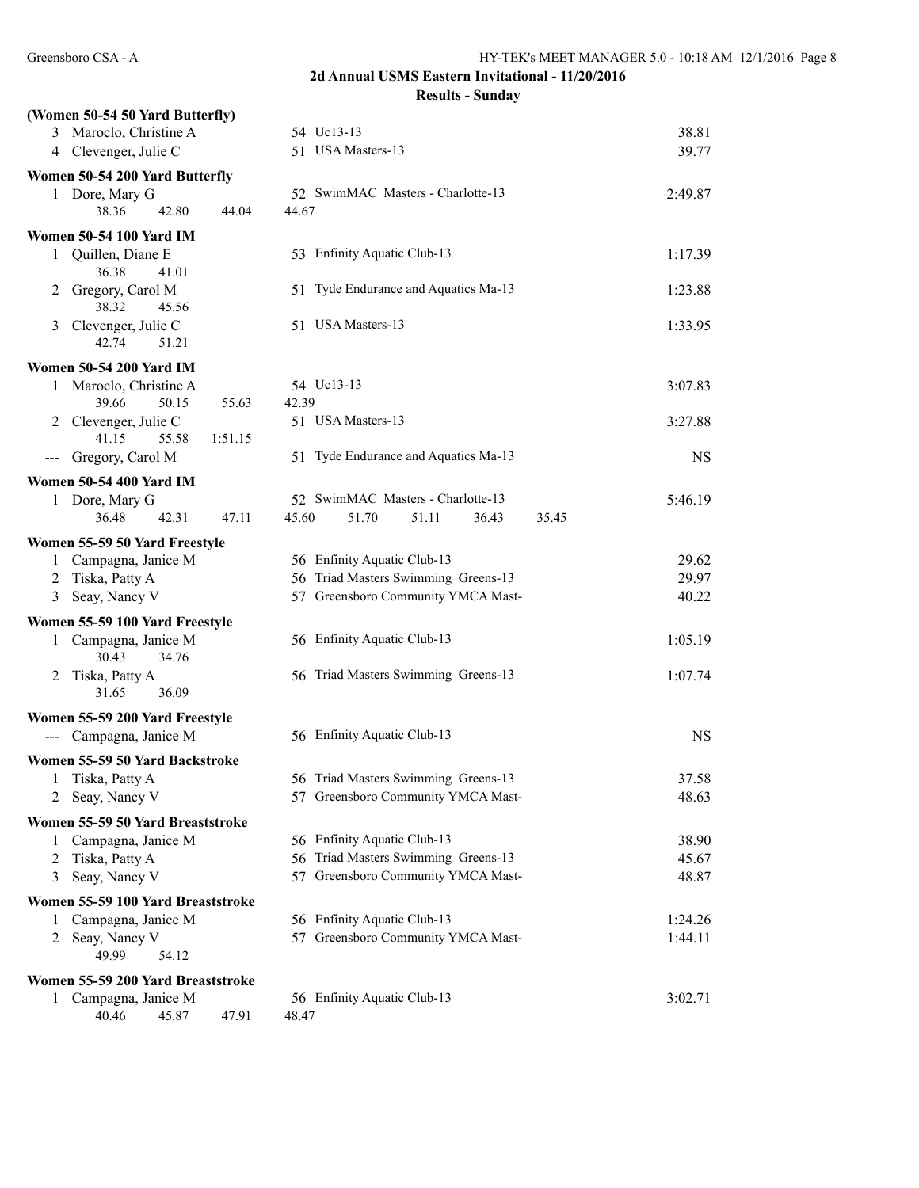## 2d Annual USMS Eastern Invitational - 11/20/2016

### Results - Sunday

**(Women 50-54 50 Yard Butterfly)**

| Place | Name | Age | Team | Time |
|---|---|---|---|---|
| 3 | Maroclo, Christine A | 54 | Uc13-13 | 38.81 |
| 4 | Clevenger, Julie C | 51 | USA Masters-13 | 39.77 |

**Women 50-54 200 Yard Butterfly**

| Place | Name | Age | Team | Time |
|---|---|---|---|---|
| 1 | Dore, Mary G | 52 | SwimMAC Masters - Charlotte-13 | 2:49.87 |
| | 38.36 42.80 44.04 44.67 | | | |

**Women 50-54 100 Yard IM**

| Place | Name | Age | Team | Time |
|---|---|---|---|---|
| 1 | Quillen, Diane E | 53 | Enfinity Aquatic Club-13 | 1:17.39 |
| | 36.38 41.01 | | | |
| 2 | Gregory, Carol M | 51 | Tyde Endurance and Aquatics Ma-13 | 1:23.88 |
| | 38.32 45.56 | | | |
| 3 | Clevenger, Julie C | 51 | USA Masters-13 | 1:33.95 |
| | 42.74 51.21 | | | |

**Women 50-54 200 Yard IM**

| Place | Name | Age | Team | Time |
|---|---|---|---|---|
| 1 | Maroclo, Christine A | 54 | Uc13-13 | 3:07.83 |
| | 39.66 50.15 55.63 42.39 | | | |
| 2 | Clevenger, Julie C | 51 | USA Masters-13 | 3:27.88 |
| | 41.15 55.58 1:51.15 | | | |
| --- | Gregory, Carol M | 51 | Tyde Endurance and Aquatics Ma-13 | NS |

**Women 50-54 400 Yard IM**

| Place | Name | Age | Team | Time |
|---|---|---|---|---|
| 1 | Dore, Mary G | 52 | SwimMAC Masters - Charlotte-13 | 5:46.19 |
| | 36.48 42.31 47.11 45.60 51.70 51.11 36.43 35.45 | | | |

**Women 55-59 50 Yard Freestyle**

| Place | Name | Age | Team | Time |
|---|---|---|---|---|
| 1 | Campagna, Janice M | 56 | Enfinity Aquatic Club-13 | 29.62 |
| 2 | Tiska, Patty A | 56 | Triad Masters Swimming Greens-13 | 29.97 |
| 3 | Seay, Nancy V | 57 | Greensboro Community YMCA Mast- | 40.22 |

**Women 55-59 100 Yard Freestyle**

| Place | Name | Age | Team | Time |
|---|---|---|---|---|
| 1 | Campagna, Janice M | 56 | Enfinity Aquatic Club-13 | 1:05.19 |
| | 30.43 34.76 | | | |
| 2 | Tiska, Patty A | 56 | Triad Masters Swimming Greens-13 | 1:07.74 |
| | 31.65 36.09 | | | |

**Women 55-59 200 Yard Freestyle**

| Place | Name | Age | Team | Time |
|---|---|---|---|---|
| --- | Campagna, Janice M | 56 | Enfinity Aquatic Club-13 | NS |

**Women 55-59 50 Yard Backstroke**

| Place | Name | Age | Team | Time |
|---|---|---|---|---|
| 1 | Tiska, Patty A | 56 | Triad Masters Swimming Greens-13 | 37.58 |
| 2 | Seay, Nancy V | 57 | Greensboro Community YMCA Mast- | 48.63 |

**Women 55-59 50 Yard Breaststroke**

| Place | Name | Age | Team | Time |
|---|---|---|---|---|
| 1 | Campagna, Janice M | 56 | Enfinity Aquatic Club-13 | 38.90 |
| 2 | Tiska, Patty A | 56 | Triad Masters Swimming Greens-13 | 45.67 |
| 3 | Seay, Nancy V | 57 | Greensboro Community YMCA Mast- | 48.87 |

**Women 55-59 100 Yard Breaststroke**

| Place | Name | Age | Team | Time |
|---|---|---|---|---|
| 1 | Campagna, Janice M | 56 | Enfinity Aquatic Club-13 | 1:24.26 |
| 2 | Seay, Nancy V | 57 | Greensboro Community YMCA Mast- | 1:44.11 |
| | 49.99 54.12 | | | |

**Women 55-59 200 Yard Breaststroke**

| Place | Name | Age | Team | Time |
|---|---|---|---|---|
| 1 | Campagna, Janice M | 56 | Enfinity Aquatic Club-13 | 3:02.71 |
| | 40.46 45.87 47.91 48.47 | | | |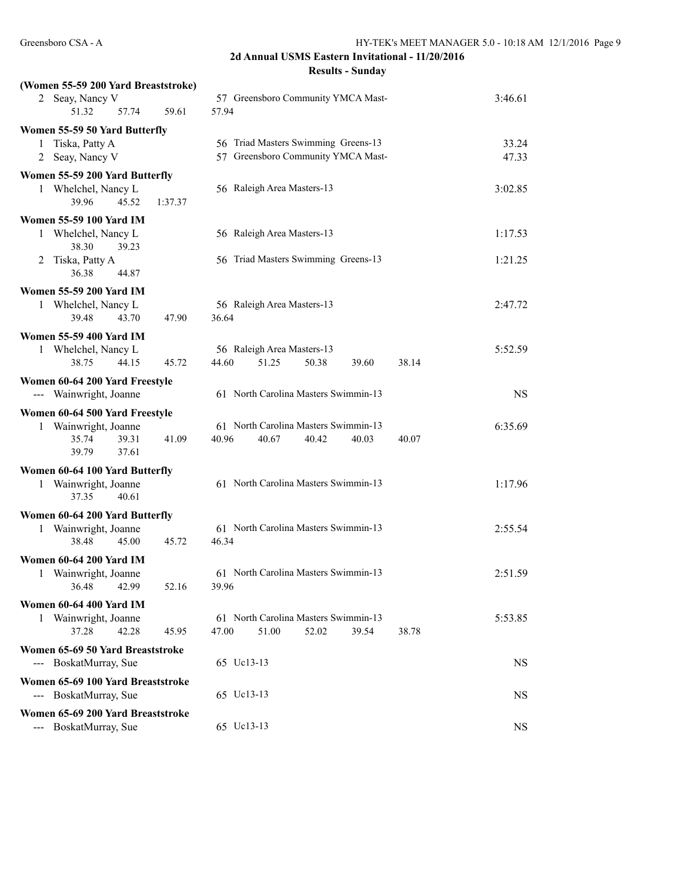## 2d Annual USMS Eastern Invitational - 11/20/2016

### Results - Sunday

**(Women 55-59 200 Yard Breaststroke)**

```
  2 Seay, Nancy V                    57 Greensboro Community YMCA Mast-             3:46.61
        51.32      57.74      59.61      57.94
```

**Women 55-59 50 Yard Butterfly**

```
  1 Tiska, Patty A                   56 Triad Masters Swimming  Greens-13             33.24
  2 Seay, Nancy V                    57 Greensboro Community YMCA Mast-               47.33
```

**Women 55-59 200 Yard Butterfly**

```
  1 Whelchel, Nancy L                56 Raleigh Area Masters-13                     3:02.85
        39.96      45.52    1:37.37
```

**Women 55-59 100 Yard IM**

```
  1 Whelchel, Nancy L                56 Raleigh Area Masters-13                     1:17.53
        38.30      39.23
  2 Tiska, Patty A                   56 Triad Masters Swimming  Greens-13           1:21.25
        36.38      44.87
```

**Women 55-59 200 Yard IM**

```
  1 Whelchel, Nancy L                56 Raleigh Area Masters-13                     2:47.72
        39.48      43.70      47.90      36.64
```

**Women 55-59 400 Yard IM**

```
  1 Whelchel, Nancy L                56 Raleigh Area Masters-13                     5:52.59
        38.75      44.15      45.72      44.60      51.25      50.38      39.60      38.14
```

**Women 60-64 200 Yard Freestyle**

```
--- Wainwright, Joanne               61 North Carolina Masters Swimmin-13               NS
```

**Women 60-64 500 Yard Freestyle**

```
  1 Wainwright, Joanne               61 North Carolina Masters Swimmin-13           6:35.69
        35.74      39.31      41.09      40.96      40.67      40.42      40.03      40.07
        39.79      37.61
```

**Women 60-64 100 Yard Butterfly**

```
  1 Wainwright, Joanne               61 North Carolina Masters Swimmin-13           1:17.96
        37.35      40.61
```

**Women 60-64 200 Yard Butterfly**

```
  1 Wainwright, Joanne               61 North Carolina Masters Swimmin-13           2:55.54
        38.48      45.00      45.72      46.34
```

**Women 60-64 200 Yard IM**

```
  1 Wainwright, Joanne               61 North Carolina Masters Swimmin-13           2:51.59
        36.48      42.99      52.16      39.96
```

**Women 60-64 400 Yard IM**

```
  1 Wainwright, Joanne               61 North Carolina Masters Swimmin-13           5:53.85
        37.28      42.28      45.95      47.00      51.00      52.02      39.54      38.78
```

**Women 65-69 50 Yard Breaststroke**

```
--- BoskatMurray, Sue                65 Uc13-13                                         NS
```

**Women 65-69 100 Yard Breaststroke**

```
--- BoskatMurray, Sue                65 Uc13-13                                         NS
```

**Women 65-69 200 Yard Breaststroke**

```
--- BoskatMurray, Sue                65 Uc13-13                                         NS
```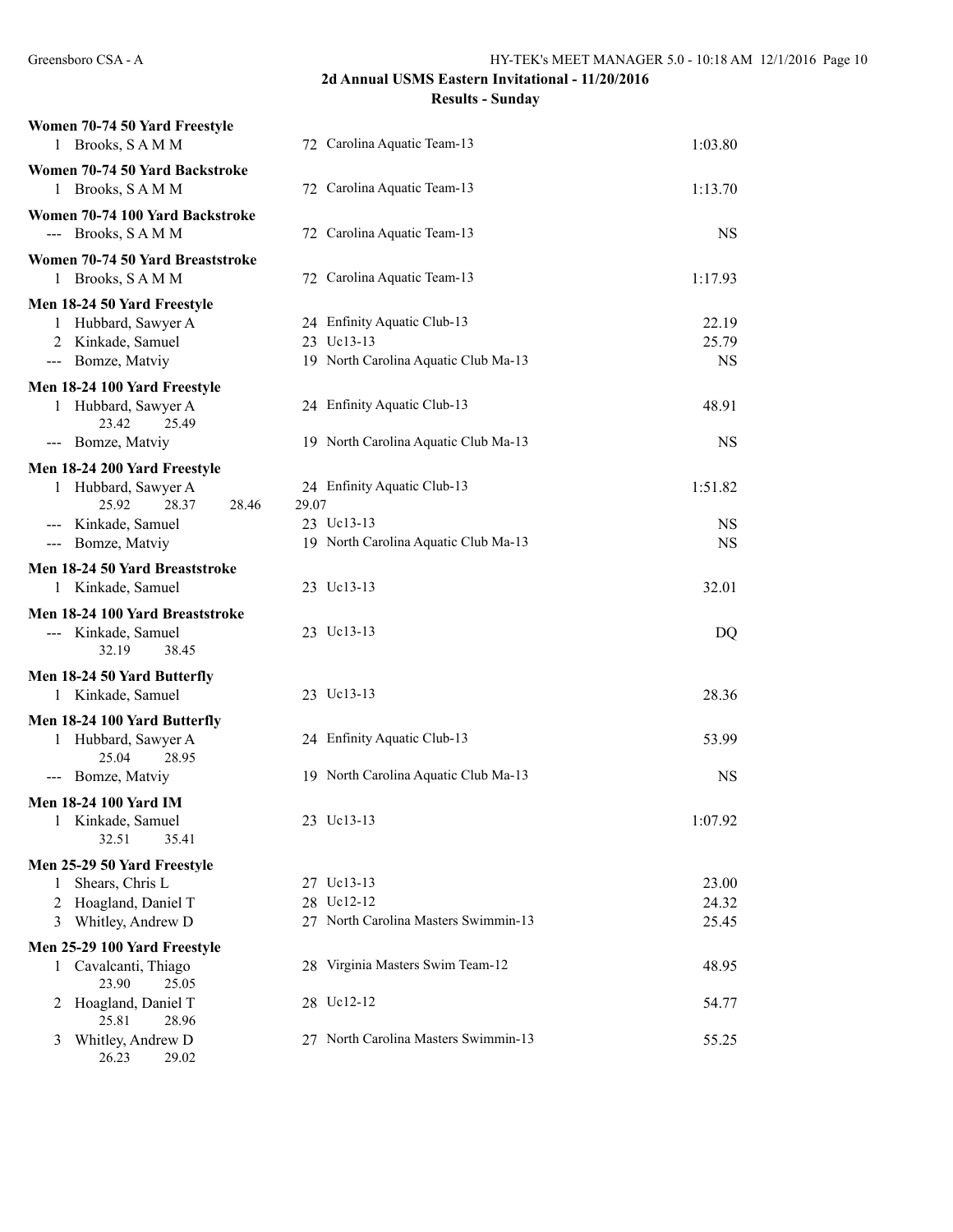## 2d Annual USMS Eastern Invitational - 11/20/2016

### Results - Sunday

**Women 70-74 50 Yard Freestyle**

| Place | Name | Age | Team | Time |
|---|---|---|---|---|
| 1 | Brooks, S A M M | 72 | Carolina Aquatic Team-13 | 1:03.80 |

**Women 70-74 50 Yard Backstroke**

| Place | Name | Age | Team | Time |
|---|---|---|---|---|
| 1 | Brooks, S A M M | 72 | Carolina Aquatic Team-13 | 1:13.70 |

**Women 70-74 100 Yard Backstroke**

| Place | Name | Age | Team | Time |
|---|---|---|---|---|
| --- | Brooks, S A M M | 72 | Carolina Aquatic Team-13 | NS |

**Women 70-74 50 Yard Breaststroke**

| Place | Name | Age | Team | Time |
|---|---|---|---|---|
| 1 | Brooks, S A M M | 72 | Carolina Aquatic Team-13 | 1:17.93 |

**Men 18-24 50 Yard Freestyle**

| Place | Name | Age | Team | Time |
|---|---|---|---|---|
| 1 | Hubbard, Sawyer A | 24 | Enfinity Aquatic Club-13 | 22.19 |
| 2 | Kinkade, Samuel | 23 | Uc13-13 | 25.79 |
| --- | Bomze, Matviy | 19 | North Carolina Aquatic Club Ma-13 | NS |

**Men 18-24 100 Yard Freestyle**

| Place | Name | Age | Team | Time |
|---|---|---|---|---|
| 1 | Hubbard, Sawyer A | 24 | Enfinity Aquatic Club-13 | 48.91 |
| | 23.42 25.49 | | | |
| --- | Bomze, Matviy | 19 | North Carolina Aquatic Club Ma-13 | NS |

**Men 18-24 200 Yard Freestyle**

| Place | Name | Age | Team | Time |
|---|---|---|---|---|
| 1 | Hubbard, Sawyer A | 24 | Enfinity Aquatic Club-13 | 1:51.82 |
| | 25.92 28.37 28.46 29.07 | | | |
| --- | Kinkade, Samuel | 23 | Uc13-13 | NS |
| --- | Bomze, Matviy | 19 | North Carolina Aquatic Club Ma-13 | NS |

**Men 18-24 50 Yard Breaststroke**

| Place | Name | Age | Team | Time |
|---|---|---|---|---|
| 1 | Kinkade, Samuel | 23 | Uc13-13 | 32.01 |

**Men 18-24 100 Yard Breaststroke**

| Place | Name | Age | Team | Time |
|---|---|---|---|---|
| --- | Kinkade, Samuel | 23 | Uc13-13 | DQ |
| | 32.19 38.45 | | | |

**Men 18-24 50 Yard Butterfly**

| Place | Name | Age | Team | Time |
|---|---|---|---|---|
| 1 | Kinkade, Samuel | 23 | Uc13-13 | 28.36 |

**Men 18-24 100 Yard Butterfly**

| Place | Name | Age | Team | Time |
|---|---|---|---|---|
| 1 | Hubbard, Sawyer A | 24 | Enfinity Aquatic Club-13 | 53.99 |
| | 25.04 28.95 | | | |
| --- | Bomze, Matviy | 19 | North Carolina Aquatic Club Ma-13 | NS |

**Men 18-24 100 Yard IM**

| Place | Name | Age | Team | Time |
|---|---|---|---|---|
| 1 | Kinkade, Samuel | 23 | Uc13-13 | 1:07.92 |
| | 32.51 35.41 | | | |

**Men 25-29 50 Yard Freestyle**

| Place | Name | Age | Team | Time |
|---|---|---|---|---|
| 1 | Shears, Chris L | 27 | Uc13-13 | 23.00 |
| 2 | Hoagland, Daniel T | 28 | Uc12-12 | 24.32 |
| 3 | Whitley, Andrew D | 27 | North Carolina Masters Swimmin-13 | 25.45 |

**Men 25-29 100 Yard Freestyle**

| Place | Name | Age | Team | Time |
|---|---|---|---|---|
| 1 | Cavalcanti, Thiago | 28 | Virginia Masters Swim Team-12 | 48.95 |
| | 23.90 25.05 | | | |
| 2 | Hoagland, Daniel T | 28 | Uc12-12 | 54.77 |
| | 25.81 28.96 | | | |
| 3 | Whitley, Andrew D | 27 | North Carolina Masters Swimmin-13 | 55.25 |
| | 26.23 29.02 | | | |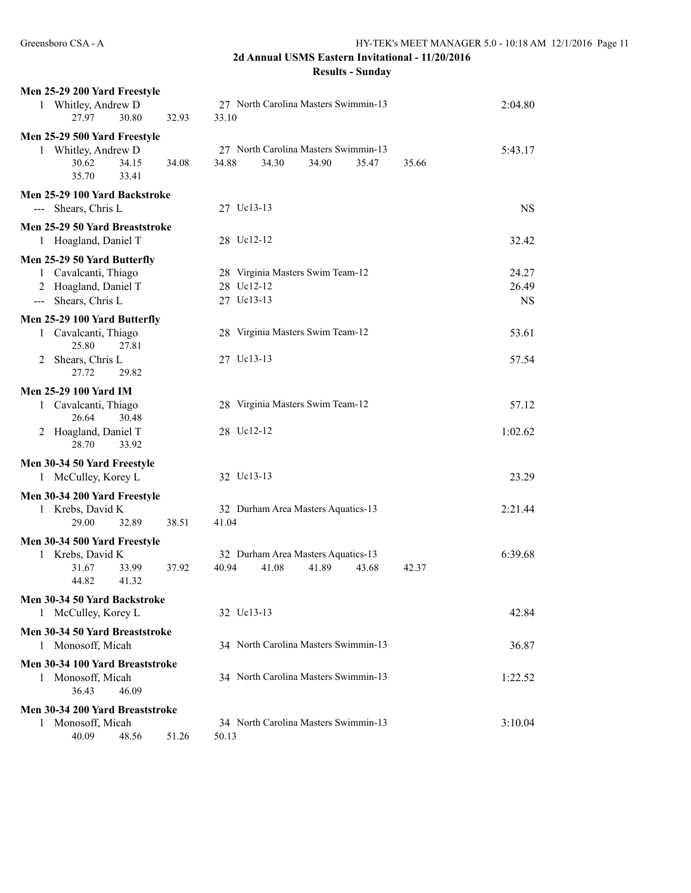## 2d Annual USMS Eastern Invitational - 11/20/2016

### Results - Sunday

**Men 25-29 200 Yard Freestyle**

1 Whitley, Andrew D — 27 North Carolina Masters Swimmin-13 — 2:04.80
27.97 30.80 32.93 33.10

**Men 25-29 500 Yard Freestyle**

1 Whitley, Andrew D — 27 North Carolina Masters Swimmin-13 — 5:43.17
30.62 34.15 34.08 34.88 34.30 34.90 35.47 35.66
35.70 33.41

**Men 25-29 100 Yard Backstroke**

--- Shears, Chris L — 27 Uc13-13 — NS

**Men 25-29 50 Yard Breaststroke**

1 Hoagland, Daniel T — 28 Uc12-12 — 32.42

**Men 25-29 50 Yard Butterfly**

1 Cavalcanti, Thiago — 28 Virginia Masters Swim Team-12 — 24.27
2 Hoagland, Daniel T — 28 Uc12-12 — 26.49
--- Shears, Chris L — 27 Uc13-13 — NS

**Men 25-29 100 Yard Butterfly**

1 Cavalcanti, Thiago — 28 Virginia Masters Swim Team-12 — 53.61
25.80 27.81
2 Shears, Chris L — 27 Uc13-13 — 57.54
27.72 29.82

**Men 25-29 100 Yard IM**

1 Cavalcanti, Thiago — 28 Virginia Masters Swim Team-12 — 57.12
26.64 30.48
2 Hoagland, Daniel T — 28 Uc12-12 — 1:02.62
28.70 33.92

**Men 30-34 50 Yard Freestyle**

1 McCulley, Korey L — 32 Uc13-13 — 23.29

**Men 30-34 200 Yard Freestyle**

1 Krebs, David K — 32 Durham Area Masters Aquatics-13 — 2:21.44
29.00 32.89 38.51 41.04

**Men 30-34 500 Yard Freestyle**

1 Krebs, David K — 32 Durham Area Masters Aquatics-13 — 6:39.68
31.67 33.99 37.92 40.94 41.08 41.89 43.68 42.37
44.82 41.32

**Men 30-34 50 Yard Backstroke**

1 McCulley, Korey L — 32 Uc13-13 — 42.84

**Men 30-34 50 Yard Breaststroke**

1 Monosoff, Micah — 34 North Carolina Masters Swimmin-13 — 36.87

**Men 30-34 100 Yard Breaststroke**

1 Monosoff, Micah — 34 North Carolina Masters Swimmin-13 — 1:22.52
36.43 46.09

**Men 30-34 200 Yard Breaststroke**

1 Monosoff, Micah — 34 North Carolina Masters Swimmin-13 — 3:10.04
40.09 48.56 51.26 50.13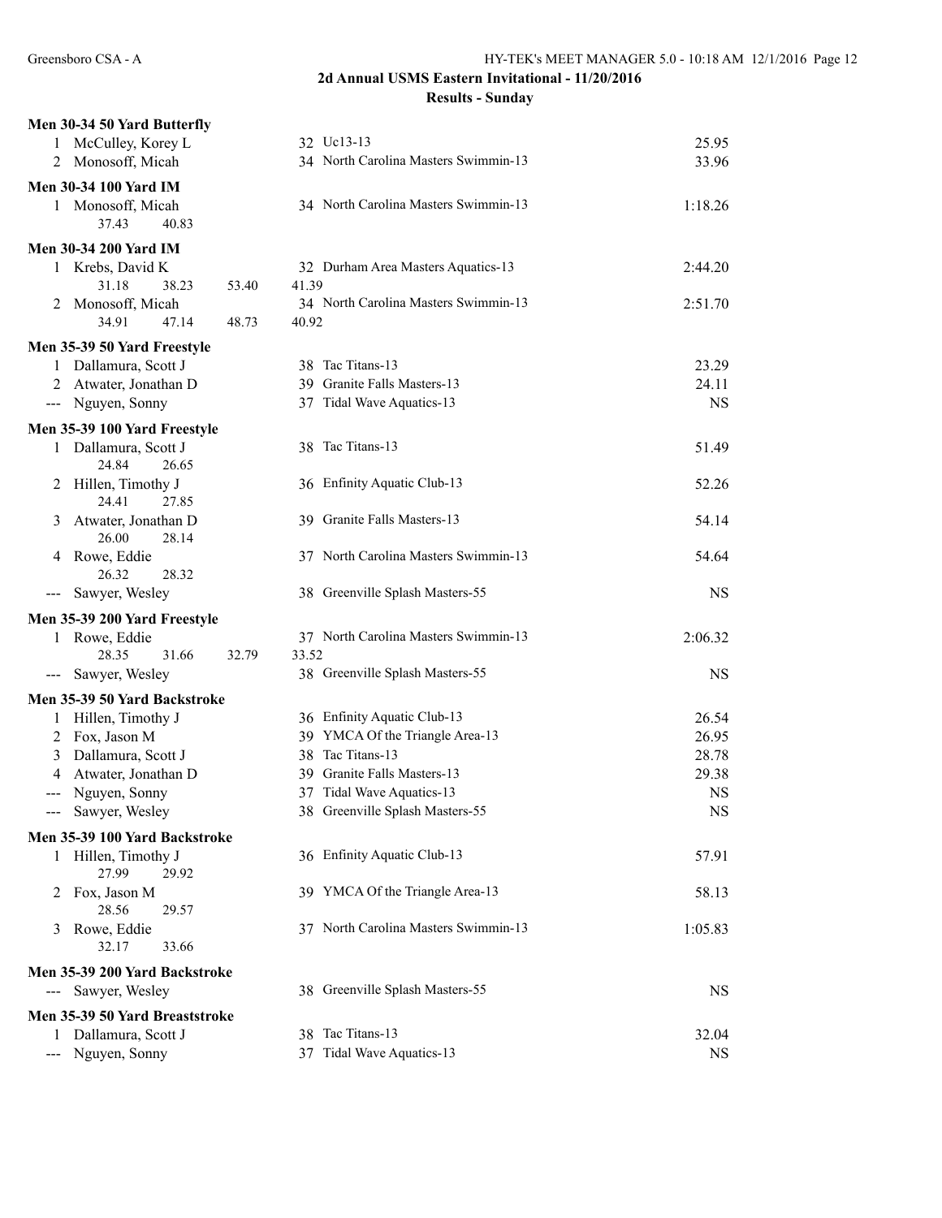## 2d Annual USMS Eastern Invitational - 11/20/2016

### Results - Sunday

**Men 30-34 50 Yard Butterfly**

| Place | Name | Age | Team | Time |
|---|---|---|---|---|
| 1 | McCulley, Korey L | 32 | Uc13-13 | 25.95 |
| 2 | Monosoff, Micah | 34 | North Carolina Masters Swimmin-13 | 33.96 |

**Men 30-34 100 Yard IM**

| Place | Name | Age | Team | Time |
|---|---|---|---|---|
| 1 | Monosoff, Micah | 34 | North Carolina Masters Swimmin-13 | 1:18.26 |
| | 37.43 40.83 | | | |

**Men 30-34 200 Yard IM**

| Place | Name | Age | Team | Time |
|---|---|---|---|---|
| 1 | Krebs, David K | 32 | Durham Area Masters Aquatics-13 | 2:44.20 |
| | 31.18 38.23 53.40 41.39 | | | |
| 2 | Monosoff, Micah | 34 | North Carolina Masters Swimmin-13 | 2:51.70 |
| | 34.91 47.14 48.73 40.92 | | | |

**Men 35-39 50 Yard Freestyle**

| Place | Name | Age | Team | Time |
|---|---|---|---|---|
| 1 | Dallamura, Scott J | 38 | Tac Titans-13 | 23.29 |
| 2 | Atwater, Jonathan D | 39 | Granite Falls Masters-13 | 24.11 |
| --- | Nguyen, Sonny | 37 | Tidal Wave Aquatics-13 | NS |

**Men 35-39 100 Yard Freestyle**

| Place | Name | Age | Team | Time |
|---|---|---|---|---|
| 1 | Dallamura, Scott J | 38 | Tac Titans-13 | 51.49 |
| | 24.84 26.65 | | | |
| 2 | Hillen, Timothy J | 36 | Enfinity Aquatic Club-13 | 52.26 |
| | 24.41 27.85 | | | |
| 3 | Atwater, Jonathan D | 39 | Granite Falls Masters-13 | 54.14 |
| | 26.00 28.14 | | | |
| 4 | Rowe, Eddie | 37 | North Carolina Masters Swimmin-13 | 54.64 |
| | 26.32 28.32 | | | |
| --- | Sawyer, Wesley | 38 | Greenville Splash Masters-55 | NS |

**Men 35-39 200 Yard Freestyle**

| Place | Name | Age | Team | Time |
|---|---|---|---|---|
| 1 | Rowe, Eddie | 37 | North Carolina Masters Swimmin-13 | 2:06.32 |
| | 28.35 31.66 32.79 33.52 | | | |
| --- | Sawyer, Wesley | 38 | Greenville Splash Masters-55 | NS |

**Men 35-39 50 Yard Backstroke**

| Place | Name | Age | Team | Time |
|---|---|---|---|---|
| 1 | Hillen, Timothy J | 36 | Enfinity Aquatic Club-13 | 26.54 |
| 2 | Fox, Jason M | 39 | YMCA Of the Triangle Area-13 | 26.95 |
| 3 | Dallamura, Scott J | 38 | Tac Titans-13 | 28.78 |
| 4 | Atwater, Jonathan D | 39 | Granite Falls Masters-13 | 29.38 |
| --- | Nguyen, Sonny | 37 | Tidal Wave Aquatics-13 | NS |
| --- | Sawyer, Wesley | 38 | Greenville Splash Masters-55 | NS |

**Men 35-39 100 Yard Backstroke**

| Place | Name | Age | Team | Time |
|---|---|---|---|---|
| 1 | Hillen, Timothy J | 36 | Enfinity Aquatic Club-13 | 57.91 |
| | 27.99 29.92 | | | |
| 2 | Fox, Jason M | 39 | YMCA Of the Triangle Area-13 | 58.13 |
| | 28.56 29.57 | | | |
| 3 | Rowe, Eddie | 37 | North Carolina Masters Swimmin-13 | 1:05.83 |
| | 32.17 33.66 | | | |

**Men 35-39 200 Yard Backstroke**

| Place | Name | Age | Team | Time |
|---|---|---|---|---|
| --- | Sawyer, Wesley | 38 | Greenville Splash Masters-55 | NS |

**Men 35-39 50 Yard Breaststroke**

| Place | Name | Age | Team | Time |
|---|---|---|---|---|
| 1 | Dallamura, Scott J | 38 | Tac Titans-13 | 32.04 |
| --- | Nguyen, Sonny | 37 | Tidal Wave Aquatics-13 | NS |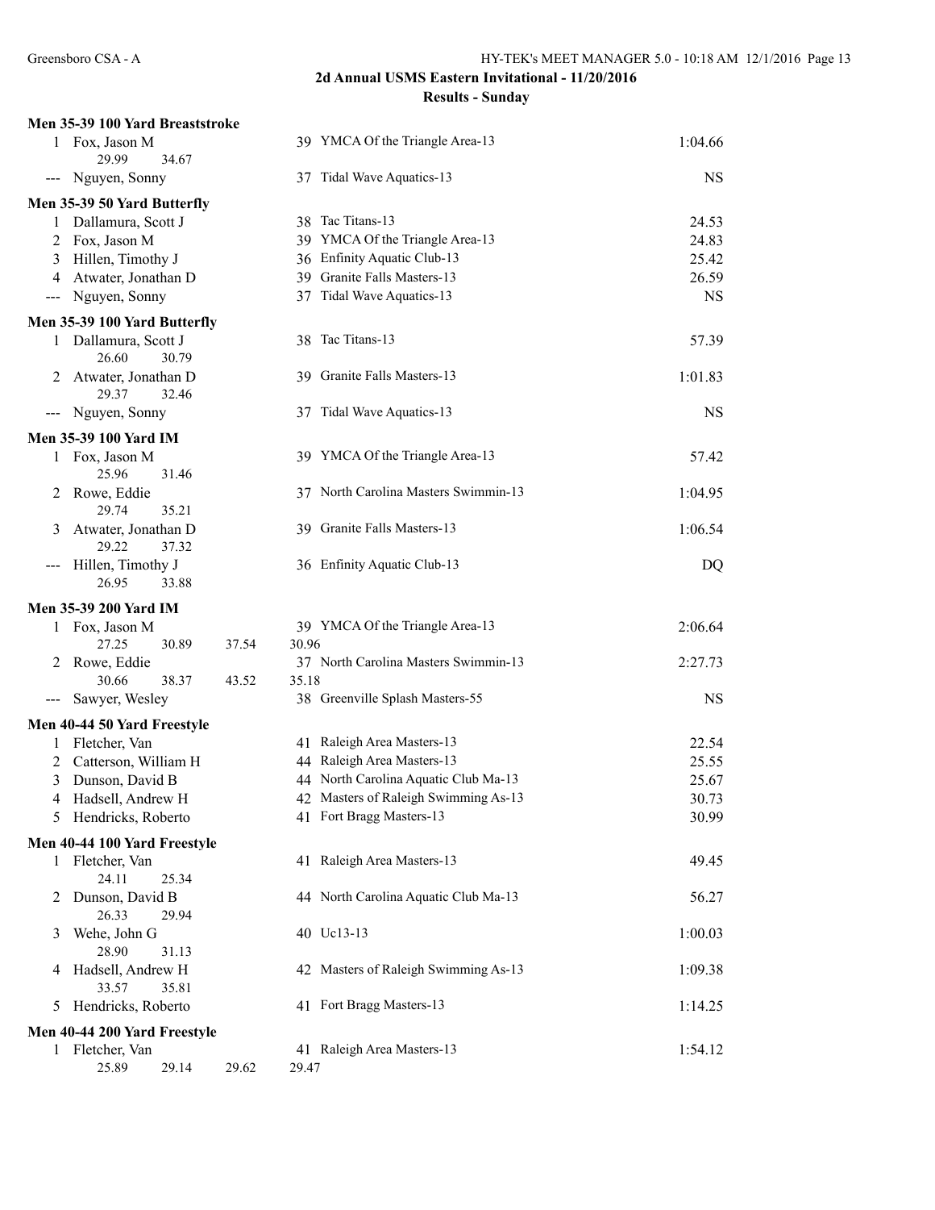## 2d Annual USMS Eastern Invitational - 11/20/2016

### Results - Sunday

**Men 35-39 100 Yard Breaststroke**

| Place | Name | Age | Team | Time |
|---|---|---|---|---|
| 1 | Fox, Jason M | 39 | YMCA Of the Triangle Area-13 | 1:04.66 |
| | 29.99 34.67 | | | |
| --- | Nguyen, Sonny | 37 | Tidal Wave Aquatics-13 | NS |

**Men 35-39 50 Yard Butterfly**

| Place | Name | Age | Team | Time |
|---|---|---|---|---|
| 1 | Dallamura, Scott J | 38 | Tac Titans-13 | 24.53 |
| 2 | Fox, Jason M | 39 | YMCA Of the Triangle Area-13 | 24.83 |
| 3 | Hillen, Timothy J | 36 | Enfinity Aquatic Club-13 | 25.42 |
| 4 | Atwater, Jonathan D | 39 | Granite Falls Masters-13 | 26.59 |
| --- | Nguyen, Sonny | 37 | Tidal Wave Aquatics-13 | NS |

**Men 35-39 100 Yard Butterfly**

| Place | Name | Age | Team | Time |
|---|---|---|---|---|
| 1 | Dallamura, Scott J | 38 | Tac Titans-13 | 57.39 |
| | 26.60 30.79 | | | |
| 2 | Atwater, Jonathan D | 39 | Granite Falls Masters-13 | 1:01.83 |
| | 29.37 32.46 | | | |
| --- | Nguyen, Sonny | 37 | Tidal Wave Aquatics-13 | NS |

**Men 35-39 100 Yard IM**

| Place | Name | Age | Team | Time |
|---|---|---|---|---|
| 1 | Fox, Jason M | 39 | YMCA Of the Triangle Area-13 | 57.42 |
| | 25.96 31.46 | | | |
| 2 | Rowe, Eddie | 37 | North Carolina Masters Swimmin-13 | 1:04.95 |
| | 29.74 35.21 | | | |
| 3 | Atwater, Jonathan D | 39 | Granite Falls Masters-13 | 1:06.54 |
| | 29.22 37.32 | | | |
| --- | Hillen, Timothy J | 36 | Enfinity Aquatic Club-13 | DQ |
| | 26.95 33.88 | | | |

**Men 35-39 200 Yard IM**

| Place | Name | Age | Team | Time |
|---|---|---|---|---|
| 1 | Fox, Jason M | 39 | YMCA Of the Triangle Area-13 | 2:06.64 |
| | 27.25 30.89 37.54 30.96 | | | |
| 2 | Rowe, Eddie | 37 | North Carolina Masters Swimmin-13 | 2:27.73 |
| | 30.66 38.37 43.52 35.18 | | | |
| --- | Sawyer, Wesley | 38 | Greenville Splash Masters-55 | NS |

**Men 40-44 50 Yard Freestyle**

| Place | Name | Age | Team | Time |
|---|---|---|---|---|
| 1 | Fletcher, Van | 41 | Raleigh Area Masters-13 | 22.54 |
| 2 | Catterson, William H | 44 | Raleigh Area Masters-13 | 25.55 |
| 3 | Dunson, David B | 44 | North Carolina Aquatic Club Ma-13 | 25.67 |
| 4 | Hadsell, Andrew H | 42 | Masters of Raleigh Swimming As-13 | 30.73 |
| 5 | Hendricks, Roberto | 41 | Fort Bragg Masters-13 | 30.99 |

**Men 40-44 100 Yard Freestyle**

| Place | Name | Age | Team | Time |
|---|---|---|---|---|
| 1 | Fletcher, Van | 41 | Raleigh Area Masters-13 | 49.45 |
| | 24.11 25.34 | | | |
| 2 | Dunson, David B | 44 | North Carolina Aquatic Club Ma-13 | 56.27 |
| | 26.33 29.94 | | | |
| 3 | Wehe, John G | 40 | Uc13-13 | 1:00.03 |
| | 28.90 31.13 | | | |
| 4 | Hadsell, Andrew H | 42 | Masters of Raleigh Swimming As-13 | 1:09.38 |
| | 33.57 35.81 | | | |
| 5 | Hendricks, Roberto | 41 | Fort Bragg Masters-13 | 1:14.25 |

**Men 40-44 200 Yard Freestyle**

| Place | Name | Age | Team | Time |
|---|---|---|---|---|
| 1 | Fletcher, Van | 41 | Raleigh Area Masters-13 | 1:54.12 |
| | 25.89 29.14 29.62 29.47 | | | |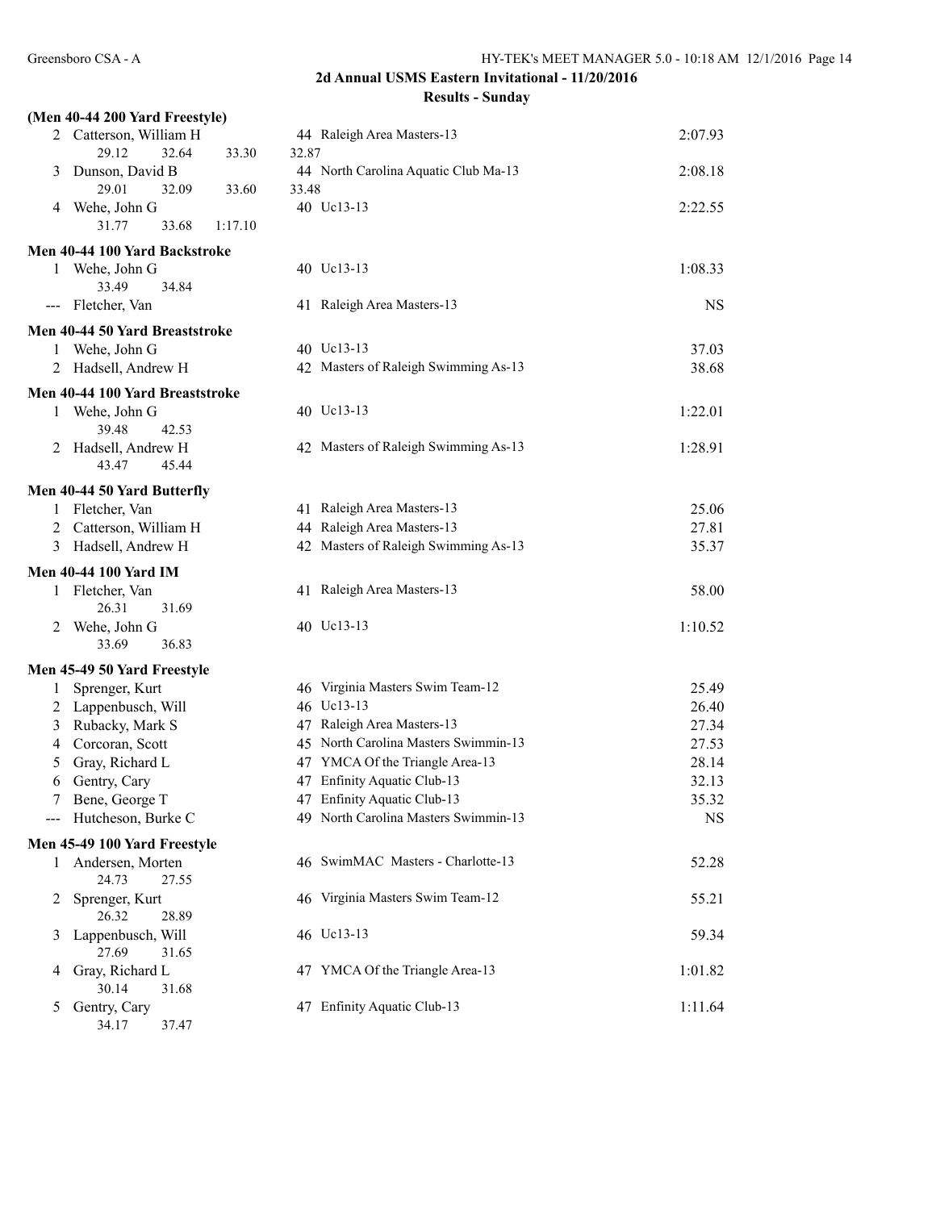## 2d Annual USMS Eastern Invitational - 11/20/2016

### Results - Sunday

**(Men 40-44 200 Yard Freestyle)**

| Place | Name | Age | Team | Time |
|---|---|---|---|---|
| 2 | Catterson, William H | 44 | Raleigh Area Masters-13 | 2:07.93 |
| | 29.12 32.64 33.30 32.87 | | | |
| 3 | Dunson, David B | 44 | North Carolina Aquatic Club Ma-13 | 2:08.18 |
| | 29.01 32.09 33.60 33.48 | | | |
| 4 | Wehe, John G | 40 | Uc13-13 | 2:22.55 |
| | 31.77 33.68 1:17.10 | | | |

**Men 40-44 100 Yard Backstroke**

| Place | Name | Age | Team | Time |
|---|---|---|---|---|
| 1 | Wehe, John G | 40 | Uc13-13 | 1:08.33 |
| | 33.49 34.84 | | | |
| --- | Fletcher, Van | 41 | Raleigh Area Masters-13 | NS |

**Men 40-44 50 Yard Breaststroke**

| Place | Name | Age | Team | Time |
|---|---|---|---|---|
| 1 | Wehe, John G | 40 | Uc13-13 | 37.03 |
| 2 | Hadsell, Andrew H | 42 | Masters of Raleigh Swimming As-13 | 38.68 |

**Men 40-44 100 Yard Breaststroke**

| Place | Name | Age | Team | Time |
|---|---|---|---|---|
| 1 | Wehe, John G | 40 | Uc13-13 | 1:22.01 |
| | 39.48 42.53 | | | |
| 2 | Hadsell, Andrew H | 42 | Masters of Raleigh Swimming As-13 | 1:28.91 |
| | 43.47 45.44 | | | |

**Men 40-44 50 Yard Butterfly**

| Place | Name | Age | Team | Time |
|---|---|---|---|---|
| 1 | Fletcher, Van | 41 | Raleigh Area Masters-13 | 25.06 |
| 2 | Catterson, William H | 44 | Raleigh Area Masters-13 | 27.81 |
| 3 | Hadsell, Andrew H | 42 | Masters of Raleigh Swimming As-13 | 35.37 |

**Men 40-44 100 Yard IM**

| Place | Name | Age | Team | Time |
|---|---|---|---|---|
| 1 | Fletcher, Van | 41 | Raleigh Area Masters-13 | 58.00 |
| | 26.31 31.69 | | | |
| 2 | Wehe, John G | 40 | Uc13-13 | 1:10.52 |
| | 33.69 36.83 | | | |

**Men 45-49 50 Yard Freestyle**

| Place | Name | Age | Team | Time |
|---|---|---|---|---|
| 1 | Sprenger, Kurt | 46 | Virginia Masters Swim Team-12 | 25.49 |
| 2 | Lappenbusch, Will | 46 | Uc13-13 | 26.40 |
| 3 | Rubacky, Mark S | 47 | Raleigh Area Masters-13 | 27.34 |
| 4 | Corcoran, Scott | 45 | North Carolina Masters Swimmin-13 | 27.53 |
| 5 | Gray, Richard L | 47 | YMCA Of the Triangle Area-13 | 28.14 |
| 6 | Gentry, Cary | 47 | Enfinity Aquatic Club-13 | 32.13 |
| 7 | Bene, George T | 47 | Enfinity Aquatic Club-13 | 35.32 |
| --- | Hutcheson, Burke C | 49 | North Carolina Masters Swimmin-13 | NS |

**Men 45-49 100 Yard Freestyle**

| Place | Name | Age | Team | Time |
|---|---|---|---|---|
| 1 | Andersen, Morten | 46 | SwimMAC Masters - Charlotte-13 | 52.28 |
| | 24.73 27.55 | | | |
| 2 | Sprenger, Kurt | 46 | Virginia Masters Swim Team-12 | 55.21 |
| | 26.32 28.89 | | | |
| 3 | Lappenbusch, Will | 46 | Uc13-13 | 59.34 |
| | 27.69 31.65 | | | |
| 4 | Gray, Richard L | 47 | YMCA Of the Triangle Area-13 | 1:01.82 |
| | 30.14 31.68 | | | |
| 5 | Gentry, Cary | 47 | Enfinity Aquatic Club-13 | 1:11.64 |
| | 34.17 37.47 | | | |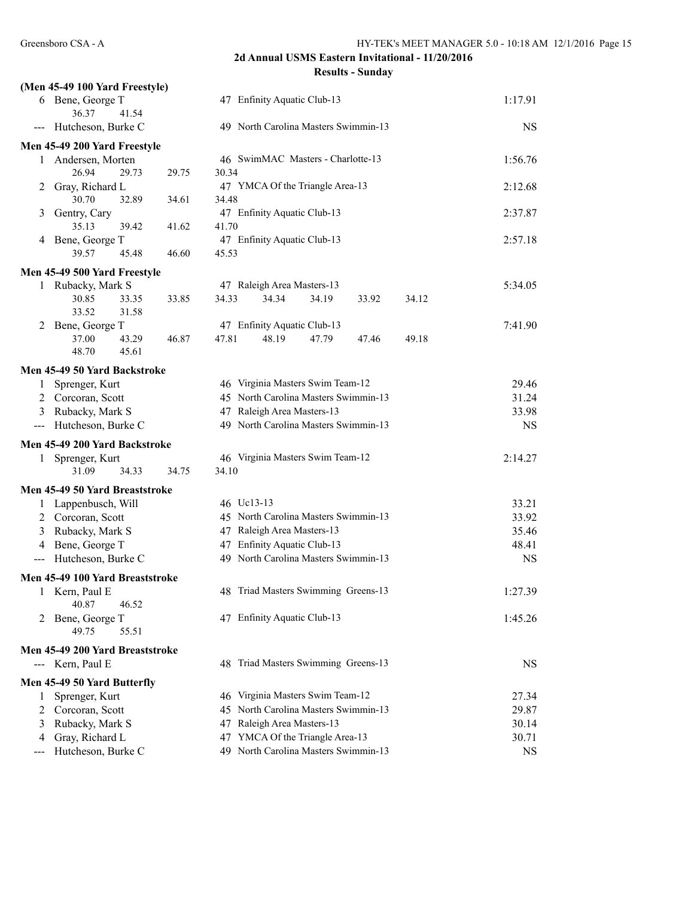## 2d Annual USMS Eastern Invitational - 11/20/2016

### Results - Sunday

**(Men 45-49 100 Yard Freestyle)**

| Place | Name | Age | Team | Time |
|---|---|---|---|---|
| 6 | Bene, George T | 47 | Enfinity Aquatic Club-13 | 1:17.91 |
| | 36.37 41.54 | | | |
| --- | Hutcheson, Burke C | 49 | North Carolina Masters Swimmin-13 | NS |

**Men 45-49 200 Yard Freestyle**

| Place | Name | Age | Team | Time |
|---|---|---|---|---|
| 1 | Andersen, Morten | 46 | SwimMAC Masters - Charlotte-13 | 1:56.76 |
| | 26.94 29.73 29.75 30.34 | | | |
| 2 | Gray, Richard L | 47 | YMCA Of the Triangle Area-13 | 2:12.68 |
| | 30.70 32.89 34.61 34.48 | | | |
| 3 | Gentry, Cary | 47 | Enfinity Aquatic Club-13 | 2:37.87 |
| | 35.13 39.42 41.62 41.70 | | | |
| 4 | Bene, George T | 47 | Enfinity Aquatic Club-13 | 2:57.18 |
| | 39.57 45.48 46.60 45.53 | | | |

**Men 45-49 500 Yard Freestyle**

| Place | Name | Age | Team | Time |
|---|---|---|---|---|
| 1 | Rubacky, Mark S | 47 | Raleigh Area Masters-13 | 5:34.05 |
| | 30.85 33.35 33.85 34.33 34.34 34.19 33.92 34.12 33.52 31.58 | | | |
| 2 | Bene, George T | 47 | Enfinity Aquatic Club-13 | 7:41.90 |
| | 37.00 43.29 46.87 47.81 48.19 47.79 47.46 49.18 48.70 45.61 | | | |

**Men 45-49 50 Yard Backstroke**

| Place | Name | Age | Team | Time |
|---|---|---|---|---|
| 1 | Sprenger, Kurt | 46 | Virginia Masters Swim Team-12 | 29.46 |
| 2 | Corcoran, Scott | 45 | North Carolina Masters Swimmin-13 | 31.24 |
| 3 | Rubacky, Mark S | 47 | Raleigh Area Masters-13 | 33.98 |
| --- | Hutcheson, Burke C | 49 | North Carolina Masters Swimmin-13 | NS |

**Men 45-49 200 Yard Backstroke**

| Place | Name | Age | Team | Time |
|---|---|---|---|---|
| 1 | Sprenger, Kurt | 46 | Virginia Masters Swim Team-12 | 2:14.27 |
| | 31.09 34.33 34.75 34.10 | | | |

**Men 45-49 50 Yard Breaststroke**

| Place | Name | Age | Team | Time |
|---|---|---|---|---|
| 1 | Lappenbusch, Will | 46 | Uc13-13 | 33.21 |
| 2 | Corcoran, Scott | 45 | North Carolina Masters Swimmin-13 | 33.92 |
| 3 | Rubacky, Mark S | 47 | Raleigh Area Masters-13 | 35.46 |
| 4 | Bene, George T | 47 | Enfinity Aquatic Club-13 | 48.41 |
| --- | Hutcheson, Burke C | 49 | North Carolina Masters Swimmin-13 | NS |

**Men 45-49 100 Yard Breaststroke**

| Place | Name | Age | Team | Time |
|---|---|---|---|---|
| 1 | Kern, Paul E | 48 | Triad Masters Swimming Greens-13 | 1:27.39 |
| | 40.87 46.52 | | | |
| 2 | Bene, George T | 47 | Enfinity Aquatic Club-13 | 1:45.26 |
| | 49.75 55.51 | | | |

**Men 45-49 200 Yard Breaststroke**

| Place | Name | Age | Team | Time |
|---|---|---|---|---|
| --- | Kern, Paul E | 48 | Triad Masters Swimming Greens-13 | NS |

**Men 45-49 50 Yard Butterfly**

| Place | Name | Age | Team | Time |
|---|---|---|---|---|
| 1 | Sprenger, Kurt | 46 | Virginia Masters Swim Team-12 | 27.34 |
| 2 | Corcoran, Scott | 45 | North Carolina Masters Swimmin-13 | 29.87 |
| 3 | Rubacky, Mark S | 47 | Raleigh Area Masters-13 | 30.14 |
| 4 | Gray, Richard L | 47 | YMCA Of the Triangle Area-13 | 30.71 |
| --- | Hutcheson, Burke C | 49 | North Carolina Masters Swimmin-13 | NS |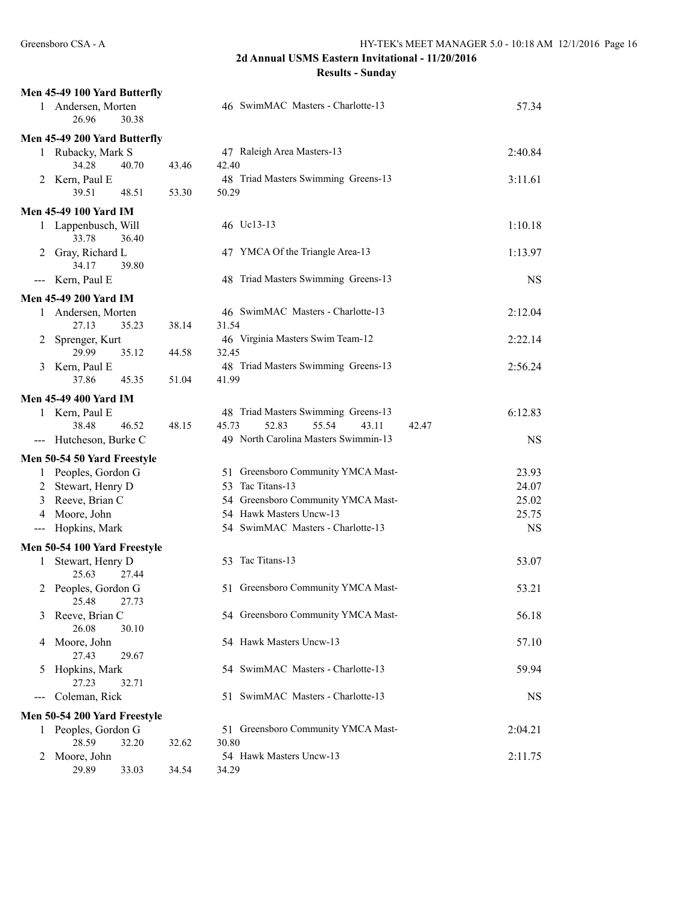## 2d Annual USMS Eastern Invitational - 11/20/2016

### Results - Sunday

**Men 45-49 100 Yard Butterfly**

| Place | Name | Age | Team | Time |
|---|---|---|---|---|
| 1 | Andersen, Morten | 46 | SwimMAC Masters - Charlotte-13 | 57.34 |
| | 26.96 30.38 | | | |

**Men 45-49 200 Yard Butterfly**

| Place | Name | Age | Team | Time |
|---|---|---|---|---|
| 1 | Rubacky, Mark S | 47 | Raleigh Area Masters-13 | 2:40.84 |
| | 34.28 40.70 43.46 42.40 | | | |
| 2 | Kern, Paul E | 48 | Triad Masters Swimming Greens-13 | 3:11.61 |
| | 39.51 48.51 53.30 50.29 | | | |

**Men 45-49 100 Yard IM**

| Place | Name | Age | Team | Time |
|---|---|---|---|---|
| 1 | Lappenbusch, Will | 46 | Uc13-13 | 1:10.18 |
| | 33.78 36.40 | | | |
| 2 | Gray, Richard L | 47 | YMCA Of the Triangle Area-13 | 1:13.97 |
| | 34.17 39.80 | | | |
| --- | Kern, Paul E | 48 | Triad Masters Swimming Greens-13 | NS |

**Men 45-49 200 Yard IM**

| Place | Name | Age | Team | Time |
|---|---|---|---|---|
| 1 | Andersen, Morten | 46 | SwimMAC Masters - Charlotte-13 | 2:12.04 |
| | 27.13 35.23 38.14 31.54 | | | |
| 2 | Sprenger, Kurt | 46 | Virginia Masters Swim Team-12 | 2:22.14 |
| | 29.99 35.12 44.58 32.45 | | | |
| 3 | Kern, Paul E | 48 | Triad Masters Swimming Greens-13 | 2:56.24 |
| | 37.86 45.35 51.04 41.99 | | | |

**Men 45-49 400 Yard IM**

| Place | Name | Age | Team | Time |
|---|---|---|---|---|
| 1 | Kern, Paul E | 48 | Triad Masters Swimming Greens-13 | 6:12.83 |
| | 38.48 46.52 48.15 45.73 52.83 55.54 43.11 42.47 | | | |
| --- | Hutcheson, Burke C | 49 | North Carolina Masters Swimmin-13 | NS |

**Men 50-54 50 Yard Freestyle**

| Place | Name | Age | Team | Time |
|---|---|---|---|---|
| 1 | Peoples, Gordon G | 51 | Greensboro Community YMCA Mast- | 23.93 |
| 2 | Stewart, Henry D | 53 | Tac Titans-13 | 24.07 |
| 3 | Reeve, Brian C | 54 | Greensboro Community YMCA Mast- | 25.02 |
| 4 | Moore, John | 54 | Hawk Masters Uncw-13 | 25.75 |
| --- | Hopkins, Mark | 54 | SwimMAC Masters - Charlotte-13 | NS |

**Men 50-54 100 Yard Freestyle**

| Place | Name | Age | Team | Time |
|---|---|---|---|---|
| 1 | Stewart, Henry D | 53 | Tac Titans-13 | 53.07 |
| | 25.63 27.44 | | | |
| 2 | Peoples, Gordon G | 51 | Greensboro Community YMCA Mast- | 53.21 |
| | 25.48 27.73 | | | |
| 3 | Reeve, Brian C | 54 | Greensboro Community YMCA Mast- | 56.18 |
| | 26.08 30.10 | | | |
| 4 | Moore, John | 54 | Hawk Masters Uncw-13 | 57.10 |
| | 27.43 29.67 | | | |
| 5 | Hopkins, Mark | 54 | SwimMAC Masters - Charlotte-13 | 59.94 |
| | 27.23 32.71 | | | |
| --- | Coleman, Rick | 51 | SwimMAC Masters - Charlotte-13 | NS |

**Men 50-54 200 Yard Freestyle**

| Place | Name | Age | Team | Time |
|---|---|---|---|---|
| 1 | Peoples, Gordon G | 51 | Greensboro Community YMCA Mast- | 2:04.21 |
| | 28.59 32.20 32.62 30.80 | | | |
| 2 | Moore, John | 54 | Hawk Masters Uncw-13 | 2:11.75 |
| | 29.89 33.03 34.54 34.29 | | | |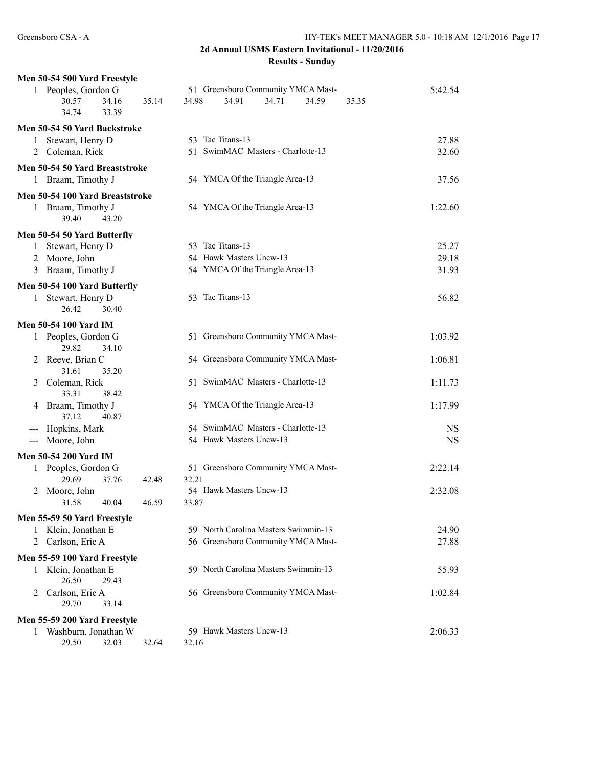## 2d Annual USMS Eastern Invitational - 11/20/2016

### Results - Sunday

**Men 50-54 500 Yard Freestyle**

| Place | Name | Age | Team | Time |
|---|---|---|---|---|
| 1 | Peoples, Gordon G | 51 | Greensboro Community YMCA Mast- | 5:42.54 |

Splits: 30.57 34.16 35.14 34.98 34.91 34.71 34.59 35.35 34.74 33.39

**Men 50-54 50 Yard Backstroke**

| Place | Name | Age | Team | Time |
|---|---|---|---|---|
| 1 | Stewart, Henry D | 53 | Tac Titans-13 | 27.88 |
| 2 | Coleman, Rick | 51 | SwimMAC Masters - Charlotte-13 | 32.60 |

**Men 50-54 50 Yard Breaststroke**

| Place | Name | Age | Team | Time |
|---|---|---|---|---|
| 1 | Braam, Timothy J | 54 | YMCA Of the Triangle Area-13 | 37.56 |

**Men 50-54 100 Yard Breaststroke**

| Place | Name | Age | Team | Time |
|---|---|---|---|---|
| 1 | Braam, Timothy J | 54 | YMCA Of the Triangle Area-13 | 1:22.60 |

Splits: 39.40 43.20

**Men 50-54 50 Yard Butterfly**

| Place | Name | Age | Team | Time |
|---|---|---|---|---|
| 1 | Stewart, Henry D | 53 | Tac Titans-13 | 25.27 |
| 2 | Moore, John | 54 | Hawk Masters Uncw-13 | 29.18 |
| 3 | Braam, Timothy J | 54 | YMCA Of the Triangle Area-13 | 31.93 |

**Men 50-54 100 Yard Butterfly**

| Place | Name | Age | Team | Time |
|---|---|---|---|---|
| 1 | Stewart, Henry D | 53 | Tac Titans-13 | 56.82 |

Splits: 26.42 30.40

**Men 50-54 100 Yard IM**

| Place | Name | Age | Team | Time |
|---|---|---|---|---|
| 1 | Peoples, Gordon G | 51 | Greensboro Community YMCA Mast- | 1:03.92 |
| | 29.82 34.10 | | | |
| 2 | Reeve, Brian C | 54 | Greensboro Community YMCA Mast- | 1:06.81 |
| | 31.61 35.20 | | | |
| 3 | Coleman, Rick | 51 | SwimMAC Masters - Charlotte-13 | 1:11.73 |
| | 33.31 38.42 | | | |
| 4 | Braam, Timothy J | 54 | YMCA Of the Triangle Area-13 | 1:17.99 |
| | 37.12 40.87 | | | |
| --- | Hopkins, Mark | 54 | SwimMAC Masters - Charlotte-13 | NS |
| --- | Moore, John | 54 | Hawk Masters Uncw-13 | NS |

**Men 50-54 200 Yard IM**

| Place | Name | Age | Team | Time |
|---|---|---|---|---|
| 1 | Peoples, Gordon G | 51 | Greensboro Community YMCA Mast- | 2:22.14 |
| | 29.69 37.76 42.48 32.21 | | | |
| 2 | Moore, John | 54 | Hawk Masters Uncw-13 | 2:32.08 |
| | 31.58 40.04 46.59 33.87 | | | |

**Men 55-59 50 Yard Freestyle**

| Place | Name | Age | Team | Time |
|---|---|---|---|---|
| 1 | Klein, Jonathan E | 59 | North Carolina Masters Swimmin-13 | 24.90 |
| 2 | Carlson, Eric A | 56 | Greensboro Community YMCA Mast- | 27.88 |

**Men 55-59 100 Yard Freestyle**

| Place | Name | Age | Team | Time |
|---|---|---|---|---|
| 1 | Klein, Jonathan E | 59 | North Carolina Masters Swimmin-13 | 55.93 |
| | 26.50 29.43 | | | |
| 2 | Carlson, Eric A | 56 | Greensboro Community YMCA Mast- | 1:02.84 |
| | 29.70 33.14 | | | |

**Men 55-59 200 Yard Freestyle**

| Place | Name | Age | Team | Time |
|---|---|---|---|---|
| 1 | Washburn, Jonathan W | 59 | Hawk Masters Uncw-13 | 2:06.33 |

Splits: 29.50 32.03 32.64 32.16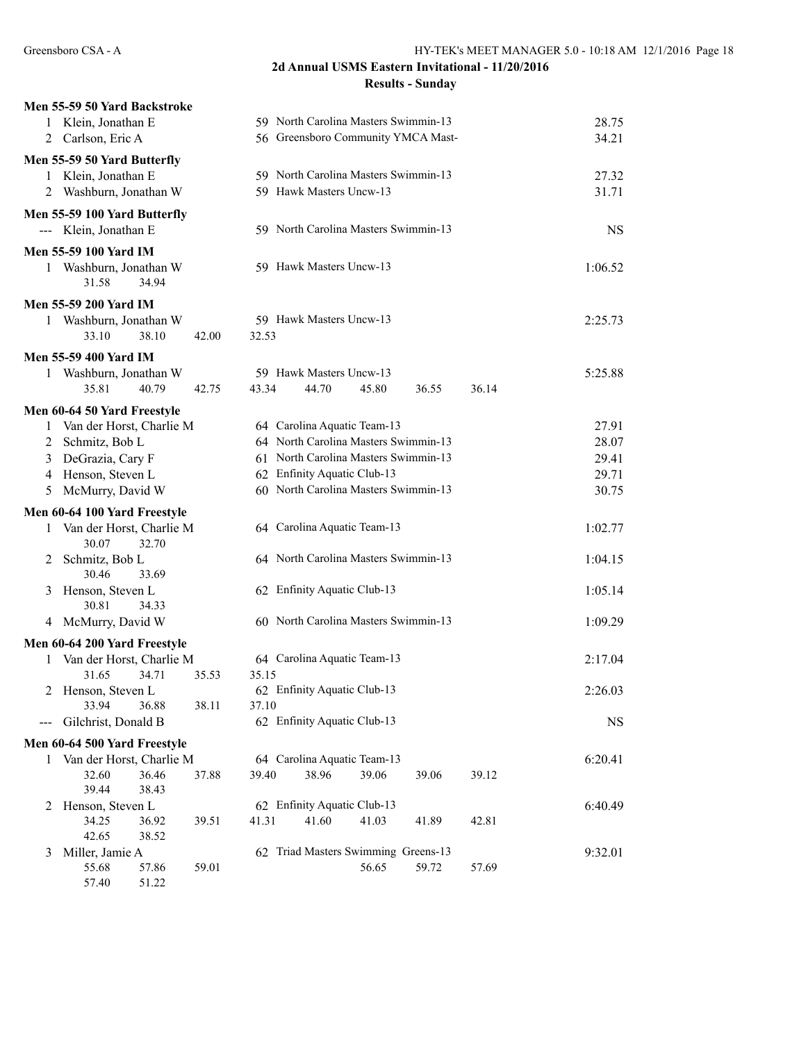**2d Annual USMS Eastern Invitational - 11/20/2016**

**Results - Sunday**

### Men 55-59 50 Yard Backstroke

| Place | Name | Age | Team | Time |
|---|---|---|---|---|
| 1 | Klein, Jonathan E | 59 | North Carolina Masters Swimmin-13 | 28.75 |
| 2 | Carlson, Eric A | 56 | Greensboro Community YMCA Mast- | 34.21 |

### Men 55-59 50 Yard Butterfly

| Place | Name | Age | Team | Time |
|---|---|---|---|---|
| 1 | Klein, Jonathan E | 59 | North Carolina Masters Swimmin-13 | 27.32 |
| 2 | Washburn, Jonathan W | 59 | Hawk Masters Uncw-13 | 31.71 |

### Men 55-59 100 Yard Butterfly

| Place | Name | Age | Team | Time |
|---|---|---|---|---|
| --- | Klein, Jonathan E | 59 | North Carolina Masters Swimmin-13 | NS |

### Men 55-59 100 Yard IM

| Place | Name | Age | Team | Time |
|---|---|---|---|---|
| 1 | Washburn, Jonathan W | 59 | Hawk Masters Uncw-13 | 1:06.52 |

Splits: 31.58 34.94

### Men 55-59 200 Yard IM

| Place | Name | Age | Team | Time |
|---|---|---|---|---|
| 1 | Washburn, Jonathan W | 59 | Hawk Masters Uncw-13 | 2:25.73 |

Splits: 33.10 38.10 42.00 32.53

### Men 55-59 400 Yard IM

| Place | Name | Age | Team | Time |
|---|---|---|---|---|
| 1 | Washburn, Jonathan W | 59 | Hawk Masters Uncw-13 | 5:25.88 |

Splits: 35.81 40.79 42.75 43.34 44.70 45.80 36.55 36.14

### Men 60-64 50 Yard Freestyle

| Place | Name | Age | Team | Time |
|---|---|---|---|---|
| 1 | Van der Horst, Charlie M | 64 | Carolina Aquatic Team-13 | 27.91 |
| 2 | Schmitz, Bob L | 64 | North Carolina Masters Swimmin-13 | 28.07 |
| 3 | DeGrazia, Cary F | 61 | North Carolina Masters Swimmin-13 | 29.41 |
| 4 | Henson, Steven L | 62 | Enfinity Aquatic Club-13 | 29.71 |
| 5 | McMurry, David W | 60 | North Carolina Masters Swimmin-13 | 30.75 |

### Men 60-64 100 Yard Freestyle

| Place | Name | Age | Team | Time |
|---|---|---|---|---|
| 1 | Van der Horst, Charlie M | 64 | Carolina Aquatic Team-13 | 1:02.77 |
| | Splits: 30.07 32.70 | | | |
| 2 | Schmitz, Bob L | 64 | North Carolina Masters Swimmin-13 | 1:04.15 |
| | Splits: 30.46 33.69 | | | |
| 3 | Henson, Steven L | 62 | Enfinity Aquatic Club-13 | 1:05.14 |
| | Splits: 30.81 34.33 | | | |
| 4 | McMurry, David W | 60 | North Carolina Masters Swimmin-13 | 1:09.29 |

### Men 60-64 200 Yard Freestyle

| Place | Name | Age | Team | Time |
|---|---|---|---|---|
| 1 | Van der Horst, Charlie M | 64 | Carolina Aquatic Team-13 | 2:17.04 |
| | Splits: 31.65 34.71 35.53 35.15 | | | |
| 2 | Henson, Steven L | 62 | Enfinity Aquatic Club-13 | 2:26.03 |
| | Splits: 33.94 36.88 38.11 37.10 | | | |
| --- | Gilchrist, Donald B | 62 | Enfinity Aquatic Club-13 | NS |

### Men 60-64 500 Yard Freestyle

| Place | Name | Age | Team | Time |
|---|---|---|---|---|
| 1 | Van der Horst, Charlie M | 64 | Carolina Aquatic Team-13 | 6:20.41 |
| | Splits: 32.60 36.46 37.88 39.40 38.96 39.06 39.06 39.12 39.44 38.43 | | | |
| 2 | Henson, Steven L | 62 | Enfinity Aquatic Club-13 | 6:40.49 |
| | Splits: 34.25 36.92 39.51 41.31 41.60 41.03 41.89 42.81 42.65 38.52 | | | |
| 3 | Miller, Jamie A | 62 | Triad Masters Swimming Greens-13 | 9:32.01 |
| | Splits: 55.68 57.86 59.01 56.65 59.72 57.69 57.40 51.22 | | | |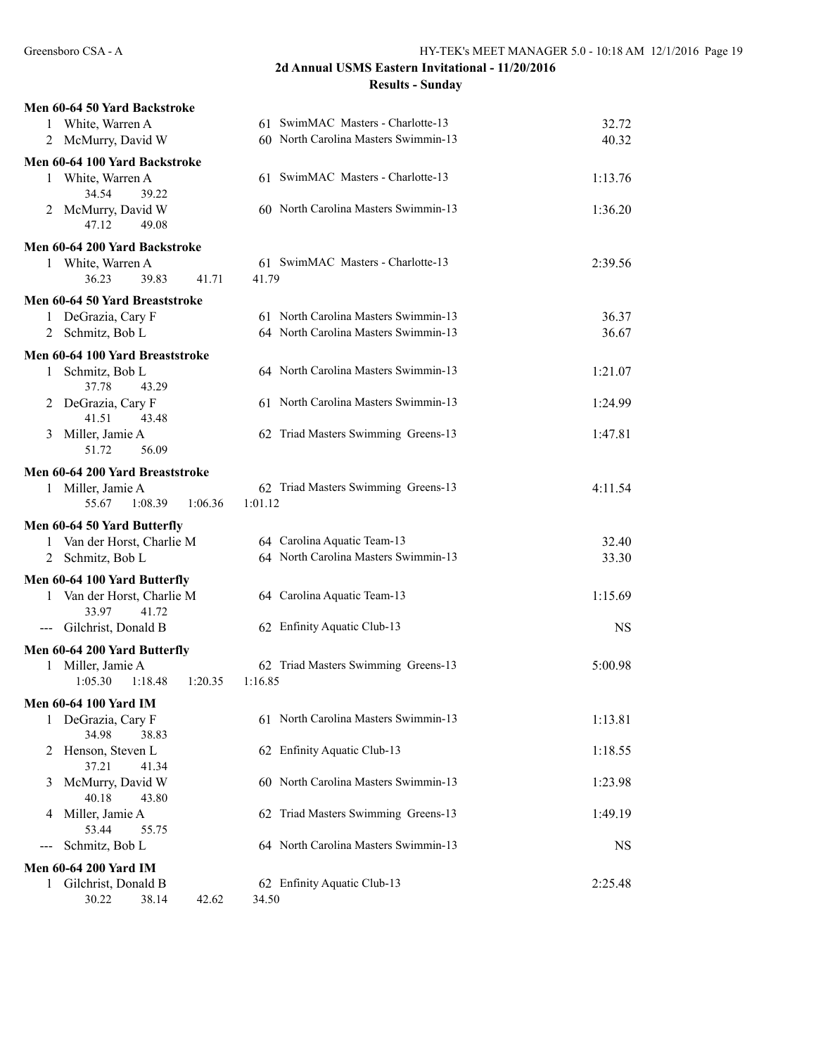## 2d Annual USMS Eastern Invitational - 11/20/2016

### Results - Sunday

**Men 60-64 50 Yard Backstroke**

| Place | Name | Age | Team | Time |
|---|---|---|---|---|
| 1 | White, Warren A | 61 | SwimMAC Masters - Charlotte-13 | 32.72 |
| 2 | McMurry, David W | 60 | North Carolina Masters Swimmin-13 | 40.32 |

**Men 60-64 100 Yard Backstroke**

| Place | Name | Age | Team | Time |
|---|---|---|---|---|
| 1 | White, Warren A | 61 | SwimMAC Masters - Charlotte-13 | 1:13.76 |
| | 34.54 39.22 | | | |
| 2 | McMurry, David W | 60 | North Carolina Masters Swimmin-13 | 1:36.20 |
| | 47.12 49.08 | | | |

**Men 60-64 200 Yard Backstroke**

| Place | Name | Age | Team | Time |
|---|---|---|---|---|
| 1 | White, Warren A | 61 | SwimMAC Masters - Charlotte-13 | 2:39.56 |
| | 36.23 39.83 41.71 41.79 | | | |

**Men 60-64 50 Yard Breaststroke**

| Place | Name | Age | Team | Time |
|---|---|---|---|---|
| 1 | DeGrazia, Cary F | 61 | North Carolina Masters Swimmin-13 | 36.37 |
| 2 | Schmitz, Bob L | 64 | North Carolina Masters Swimmin-13 | 36.67 |

**Men 60-64 100 Yard Breaststroke**

| Place | Name | Age | Team | Time |
|---|---|---|---|---|
| 1 | Schmitz, Bob L | 64 | North Carolina Masters Swimmin-13 | 1:21.07 |
| | 37.78 43.29 | | | |
| 2 | DeGrazia, Cary F | 61 | North Carolina Masters Swimmin-13 | 1:24.99 |
| | 41.51 43.48 | | | |
| 3 | Miller, Jamie A | 62 | Triad Masters Swimming Greens-13 | 1:47.81 |
| | 51.72 56.09 | | | |

**Men 60-64 200 Yard Breaststroke**

| Place | Name | Age | Team | Time |
|---|---|---|---|---|
| 1 | Miller, Jamie A | 62 | Triad Masters Swimming Greens-13 | 4:11.54 |
| | 55.67 1:08.39 1:06.36 1:01.12 | | | |

**Men 60-64 50 Yard Butterfly**

| Place | Name | Age | Team | Time |
|---|---|---|---|---|
| 1 | Van der Horst, Charlie M | 64 | Carolina Aquatic Team-13 | 32.40 |
| 2 | Schmitz, Bob L | 64 | North Carolina Masters Swimmin-13 | 33.30 |

**Men 60-64 100 Yard Butterfly**

| Place | Name | Age | Team | Time |
|---|---|---|---|---|
| 1 | Van der Horst, Charlie M | 64 | Carolina Aquatic Team-13 | 1:15.69 |
| | 33.97 41.72 | | | |
| --- | Gilchrist, Donald B | 62 | Enfinity Aquatic Club-13 | NS |

**Men 60-64 200 Yard Butterfly**

| Place | Name | Age | Team | Time |
|---|---|---|---|---|
| 1 | Miller, Jamie A | 62 | Triad Masters Swimming Greens-13 | 5:00.98 |
| | 1:05.30 1:18.48 1:20.35 1:16.85 | | | |

**Men 60-64 100 Yard IM**

| Place | Name | Age | Team | Time |
|---|---|---|---|---|
| 1 | DeGrazia, Cary F | 61 | North Carolina Masters Swimmin-13 | 1:13.81 |
| | 34.98 38.83 | | | |
| 2 | Henson, Steven L | 62 | Enfinity Aquatic Club-13 | 1:18.55 |
| | 37.21 41.34 | | | |
| 3 | McMurry, David W | 60 | North Carolina Masters Swimmin-13 | 1:23.98 |
| | 40.18 43.80 | | | |
| 4 | Miller, Jamie A | 62 | Triad Masters Swimming Greens-13 | 1:49.19 |
| | 53.44 55.75 | | | |
| --- | Schmitz, Bob L | 64 | North Carolina Masters Swimmin-13 | NS |

**Men 60-64 200 Yard IM**

| Place | Name | Age | Team | Time |
|---|---|---|---|---|
| 1 | Gilchrist, Donald B | 62 | Enfinity Aquatic Club-13 | 2:25.48 |
| | 30.22 38.14 42.62 34.50 | | | |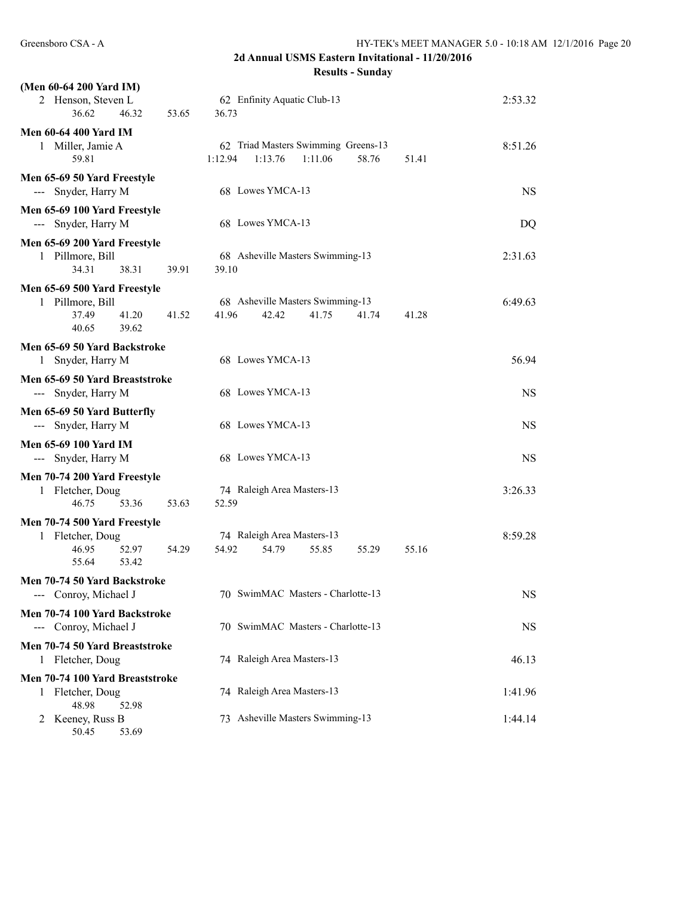**2d Annual USMS Eastern Invitational - 11/20/2016**

**Results - Sunday**

**(Men 60-64 200 Yard IM)**

| Place | Name | Age | Team | Time |
|---|---|---|---|---|
| 2 | Henson, Steven L | 62 | Enfinity Aquatic Club-13 | 2:53.32 |

36.62 46.32 53.65 36.73

**Men 60-64 400 Yard IM**

| Place | Name | Age | Team | Time |
|---|---|---|---|---|
| 1 | Miller, Jamie A | 62 | Triad Masters Swimming Greens-13 | 8:51.26 |

59.81 1:12.94 1:13.76 1:11.06 58.76 51.41

**Men 65-69 50 Yard Freestyle**

| Place | Name | Age | Team | Time |
|---|---|---|---|---|
| --- | Snyder, Harry M | 68 | Lowes YMCA-13 | NS |

**Men 65-69 100 Yard Freestyle**

| Place | Name | Age | Team | Time |
|---|---|---|---|---|
| --- | Snyder, Harry M | 68 | Lowes YMCA-13 | DQ |

**Men 65-69 200 Yard Freestyle**

| Place | Name | Age | Team | Time |
|---|---|---|---|---|
| 1 | Pillmore, Bill | 68 | Asheville Masters Swimming-13 | 2:31.63 |

34.31 38.31 39.91 39.10

**Men 65-69 500 Yard Freestyle**

| Place | Name | Age | Team | Time |
|---|---|---|---|---|
| 1 | Pillmore, Bill | 68 | Asheville Masters Swimming-13 | 6:49.63 |

37.49 41.20 41.52 41.96 42.42 41.75 41.74 41.28
40.65 39.62

**Men 65-69 50 Yard Backstroke**

| Place | Name | Age | Team | Time |
|---|---|---|---|---|
| 1 | Snyder, Harry M | 68 | Lowes YMCA-13 | 56.94 |

**Men 65-69 50 Yard Breaststroke**

| Place | Name | Age | Team | Time |
|---|---|---|---|---|
| --- | Snyder, Harry M | 68 | Lowes YMCA-13 | NS |

**Men 65-69 50 Yard Butterfly**

| Place | Name | Age | Team | Time |
|---|---|---|---|---|
| --- | Snyder, Harry M | 68 | Lowes YMCA-13 | NS |

**Men 65-69 100 Yard IM**

| Place | Name | Age | Team | Time |
|---|---|---|---|---|
| --- | Snyder, Harry M | 68 | Lowes YMCA-13 | NS |

**Men 70-74 200 Yard Freestyle**

| Place | Name | Age | Team | Time |
|---|---|---|---|---|
| 1 | Fletcher, Doug | 74 | Raleigh Area Masters-13 | 3:26.33 |

46.75 53.36 53.63 52.59

**Men 70-74 500 Yard Freestyle**

| Place | Name | Age | Team | Time |
|---|---|---|---|---|
| 1 | Fletcher, Doug | 74 | Raleigh Area Masters-13 | 8:59.28 |

46.95 52.97 54.29 54.92 54.79 55.85 55.29 55.16
55.64 53.42

**Men 70-74 50 Yard Backstroke**

| Place | Name | Age | Team | Time |
|---|---|---|---|---|
| --- | Conroy, Michael J | 70 | SwimMAC Masters - Charlotte-13 | NS |

**Men 70-74 100 Yard Backstroke**

| Place | Name | Age | Team | Time |
|---|---|---|---|---|
| --- | Conroy, Michael J | 70 | SwimMAC Masters - Charlotte-13 | NS |

**Men 70-74 50 Yard Breaststroke**

| Place | Name | Age | Team | Time |
|---|---|---|---|---|
| 1 | Fletcher, Doug | 74 | Raleigh Area Masters-13 | 46.13 |

**Men 70-74 100 Yard Breaststroke**

| Place | Name | Age | Team | Time |
|---|---|---|---|---|
| 1 | Fletcher, Doug | 74 | Raleigh Area Masters-13 | 1:41.96 |
| | 48.98 52.98 | | | |
| 2 | Keeney, Russ B | 73 | Asheville Masters Swimming-13 | 1:44.14 |
| | 50.45 53.69 | | | |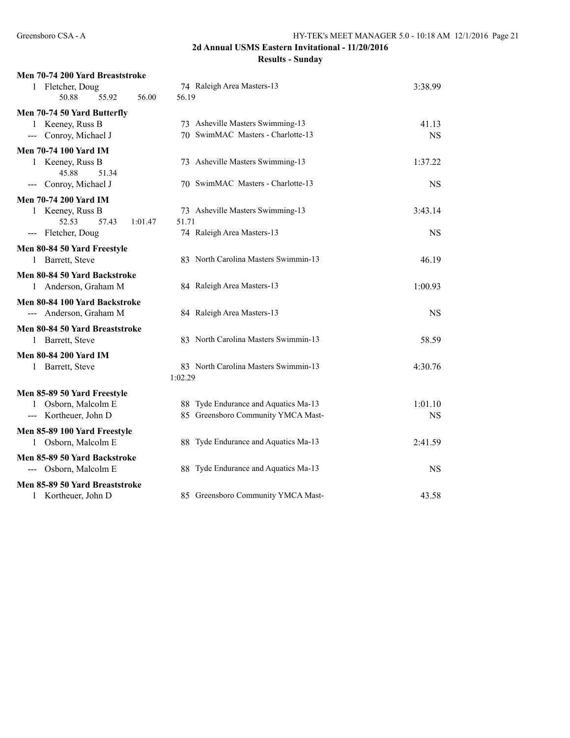**2d Annual USMS Eastern Invitational - 11/20/2016**

**Results - Sunday**

**Men 70-74 200 Yard Breaststroke**

1 Fletcher, Doug 74 Raleigh Area Masters-13 3:38.99
50.88 55.92 56.00 56.19

**Men 70-74 50 Yard Butterfly**

1 Keeney, Russ B 73 Asheville Masters Swimming-13 41.13
--- Conroy, Michael J 70 SwimMAC Masters - Charlotte-13 NS

**Men 70-74 100 Yard IM**

1 Keeney, Russ B 73 Asheville Masters Swimming-13 1:37.22
45.88 51.34
--- Conroy, Michael J 70 SwimMAC Masters - Charlotte-13 NS

**Men 70-74 200 Yard IM**

1 Keeney, Russ B 73 Asheville Masters Swimming-13 3:43.14
52.53 57.43 1:01.47 51.71
--- Fletcher, Doug 74 Raleigh Area Masters-13 NS

**Men 80-84 50 Yard Freestyle**

1 Barrett, Steve 83 North Carolina Masters Swimmin-13 46.19

**Men 80-84 50 Yard Backstroke**

1 Anderson, Graham M 84 Raleigh Area Masters-13 1:00.93

**Men 80-84 100 Yard Backstroke**

--- Anderson, Graham M 84 Raleigh Area Masters-13 NS

**Men 80-84 50 Yard Breaststroke**

1 Barrett, Steve 83 North Carolina Masters Swimmin-13 58.59

**Men 80-84 200 Yard IM**

1 Barrett, Steve 83 North Carolina Masters Swimmin-13 4:30.76
1:02.29

**Men 85-89 50 Yard Freestyle**

1 Osborn, Malcolm E 88 Tyde Endurance and Aquatics Ma-13 1:01.10
--- Kortheuer, John D 85 Greensboro Community YMCA Mast- NS

**Men 85-89 100 Yard Freestyle**

1 Osborn, Malcolm E 88 Tyde Endurance and Aquatics Ma-13 2:41.59

**Men 85-89 50 Yard Backstroke**

--- Osborn, Malcolm E 88 Tyde Endurance and Aquatics Ma-13 NS

**Men 85-89 50 Yard Breaststroke**

1 Kortheuer, John D 85 Greensboro Community YMCA Mast- 43.58